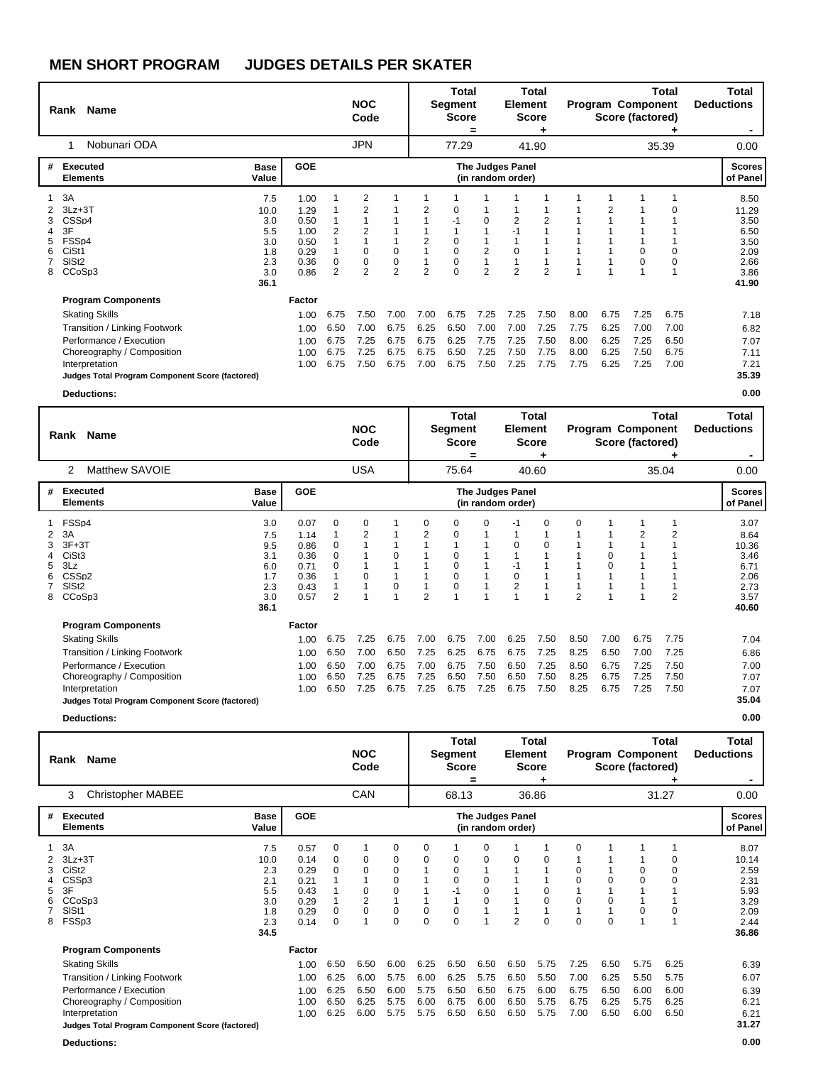# MEN SHORT PROGRAM JUDGES DETAILS PER SKATER

| Rank | Name | NOC Code | Total Segment Score = | Total Element Score + | Total Program Component Score (factored) + | Total Deductions - |
|---|---|---|---|---|---|---|
| 1 | Nobunari ODA | JPN | 77.29 | 41.90 | 35.39 | 0.00 |

| # | Executed Elements | Base Value | GOE | J1 | J2 | J3 | J4 | J5 | J6 | J7 | J8 | J9 | J10 | J11 | J12 | Scores of Panel |
|---|---|---|---|---|---|---|---|---|---|---|---|---|---|---|---|---|
| 1 | 3A | 7.5 | 1.00 | 1 | 2 | 1 | 1 | 1 | 1 | 1 | 1 | 1 | 1 | 1 | 1 | 8.50 |
| 2 | 3Lz+3T | 10.0 | 1.29 | 1 | 2 | 1 | 2 | 0 | 1 | 1 | 1 | 1 | 2 | 1 | 0 | 11.29 |
| 3 | CSSp4 | 3.0 | 0.50 | 1 | 1 | 1 | 1 | -1 | 0 | 2 | 2 | 1 | 1 | 1 | 1 | 3.50 |
| 4 | 3F | 5.5 | 1.00 | 2 | 2 | 1 | 1 | 1 | 1 | -1 | 1 | 1 | 1 | 1 | 1 | 6.50 |
| 5 | FSSp4 | 3.0 | 0.50 | 1 | 1 | 1 | 2 | 0 | 1 | 1 | 1 | 1 | 1 | 1 | 1 | 3.50 |
| 6 | CiSt1 | 1.8 | 0.29 | 1 | 0 | 0 | 1 | 0 | 2 | 0 | 1 | 1 | 1 | 0 | 0 | 2.09 |
| 7 | SlSt2 | 2.3 | 0.36 | 0 | 0 | 0 | 1 | 0 | 1 | 1 | 1 | 1 | 1 | 0 | 0 | 2.66 |
| 8 | CCoSp3 | 3.0 | 0.86 | 2 | 2 | 2 | 2 | 0 | 2 | 2 | 2 | 1 | 1 | 1 | 1 | 3.86 |
| | | 36.1 | | | | | | | | | | | | | | 41.90 |

| Program Components | Factor | J1 | J2 | J3 | J4 | J5 | J6 | J7 | J8 | J9 | J10 | J11 | J12 | |
|---|---|---|---|---|---|---|---|---|---|---|---|---|---|---|
| Skating Skills | 1.00 | 6.75 | 7.50 | 7.00 | 7.00 | 6.75 | 7.25 | 7.25 | 7.50 | 8.00 | 6.75 | 7.25 | 6.75 | 7.18 |
| Transition / Linking Footwork | 1.00 | 6.50 | 7.00 | 6.75 | 6.25 | 6.50 | 7.00 | 7.00 | 7.25 | 7.75 | 6.25 | 7.00 | 7.00 | 6.82 |
| Performance / Execution | 1.00 | 6.75 | 7.25 | 6.75 | 6.75 | 6.25 | 7.75 | 7.25 | 7.50 | 8.00 | 6.25 | 7.25 | 6.50 | 7.07 |
| Choreography / Composition | 1.00 | 6.75 | 7.25 | 6.75 | 6.75 | 6.50 | 7.25 | 7.50 | 7.75 | 8.00 | 6.25 | 7.50 | 6.75 | 7.11 |
| Interpretation | 1.00 | 6.75 | 7.50 | 6.75 | 7.00 | 6.75 | 7.50 | 7.25 | 7.75 | 7.75 | 6.25 | 7.25 | 7.00 | 7.21 |
| **Judges Total Program Component Score (factored)** | | | | | | | | | | | | | | **35.39** |

**Deductions:** **0.00**

| Rank | Name | NOC Code | Total Segment Score = | Total Element Score + | Total Program Component Score (factored) + | Total Deductions - |
|---|---|---|---|---|---|---|
| 2 | Matthew SAVOIE | USA | 75.64 | 40.60 | 35.04 | 0.00 |

| # | Executed Elements | Base Value | GOE | J1 | J2 | J3 | J4 | J5 | J6 | J7 | J8 | J9 | J10 | J11 | J12 | Scores of Panel |
|---|---|---|---|---|---|---|---|---|---|---|---|---|---|---|---|---|
| 1 | FSSp4 | 3.0 | 0.07 | 0 | 0 | 1 | 0 | 0 | 0 | -1 | 0 | 0 | 1 | 1 | 1 | 3.07 |
| 2 | 3A | 7.5 | 1.14 | 1 | 2 | 1 | 2 | 0 | 1 | 1 | 1 | 1 | 1 | 2 | 2 | 8.64 |
| 3 | 3F+3T | 9.5 | 0.86 | 0 | 1 | 1 | 1 | 1 | 1 | 0 | 0 | 1 | 1 | 1 | 1 | 10.36 |
| 4 | CiSt3 | 3.1 | 0.36 | 0 | 1 | 0 | 1 | 0 | 1 | 1 | 1 | 1 | 0 | 1 | 1 | 3.46 |
| 5 | 3Lz | 6.0 | 0.71 | 0 | 1 | 1 | 1 | 0 | 1 | -1 | 1 | 1 | 0 | 1 | 1 | 6.71 |
| 6 | CSSp2 | 1.7 | 0.36 | 1 | 0 | 1 | 1 | 0 | 1 | 0 | 1 | 1 | 1 | 1 | 1 | 2.06 |
| 7 | SlSt2 | 2.3 | 0.43 | 1 | 1 | 0 | 1 | 0 | 1 | 2 | 1 | 1 | 1 | 1 | 1 | 2.73 |
| 8 | CCoSp3 | 3.0 | 0.57 | 2 | 1 | 1 | 2 | 1 | 1 | 1 | 1 | 2 | 1 | 1 | 2 | 3.57 |
| | | 36.1 | | | | | | | | | | | | | | 40.60 |

| Program Components | Factor | J1 | J2 | J3 | J4 | J5 | J6 | J7 | J8 | J9 | J10 | J11 | J12 | |
|---|---|---|---|---|---|---|---|---|---|---|---|---|---|---|
| Skating Skills | 1.00 | 6.75 | 7.25 | 6.75 | 7.00 | 6.75 | 7.00 | 6.25 | 7.50 | 8.50 | 7.00 | 6.75 | 7.75 | 7.04 |
| Transition / Linking Footwork | 1.00 | 6.50 | 7.00 | 6.50 | 7.25 | 6.25 | 6.75 | 6.75 | 7.25 | 8.25 | 6.50 | 7.00 | 7.25 | 6.86 |
| Performance / Execution | 1.00 | 6.50 | 7.00 | 6.75 | 7.00 | 6.75 | 7.50 | 6.50 | 7.25 | 8.50 | 6.75 | 7.25 | 7.50 | 7.00 |
| Choreography / Composition | 1.00 | 6.50 | 7.25 | 6.75 | 7.25 | 6.50 | 7.50 | 6.50 | 7.50 | 8.25 | 6.75 | 7.25 | 7.50 | 7.07 |
| Interpretation | 1.00 | 6.50 | 7.25 | 6.75 | 7.25 | 6.75 | 7.25 | 6.75 | 7.50 | 8.25 | 6.75 | 7.25 | 7.50 | 7.07 |
| **Judges Total Program Component Score (factored)** | | | | | | | | | | | | | | **35.04** |

**Deductions:** **0.00**

| Rank | Name | NOC Code | Total Segment Score = | Total Element Score + | Total Program Component Score (factored) + | Total Deductions - |
|---|---|---|---|---|---|---|
| 3 | Christopher MABEE | CAN | 68.13 | 36.86 | 31.27 | 0.00 |

| # | Executed Elements | Base Value | GOE | J1 | J2 | J3 | J4 | J5 | J6 | J7 | J8 | J9 | J10 | J11 | J12 | Scores of Panel |
|---|---|---|---|---|---|---|---|---|---|---|---|---|---|---|---|---|
| 1 | 3A | 7.5 | 0.57 | 0 | 1 | 0 | 0 | 1 | 0 | 1 | 1 | 0 | 1 | 1 | 1 | 8.07 |
| 2 | 3Lz+3T | 10.0 | 0.14 | 0 | 0 | 0 | 0 | 0 | 0 | 0 | 0 | 1 | 1 | 1 | 0 | 10.14 |
| 3 | CiSt2 | 2.3 | 0.29 | 0 | 0 | 0 | 1 | 0 | 1 | 1 | 1 | 0 | 1 | 0 | 0 | 2.59 |
| 4 | CSSp3 | 2.1 | 0.21 | 1 | 1 | 0 | 1 | 0 | 0 | 1 | 1 | 0 | 0 | 0 | 0 | 2.31 |
| 5 | 3F | 5.5 | 0.43 | 1 | 0 | 0 | 1 | -1 | 0 | 1 | 0 | 1 | 1 | 1 | 1 | 5.93 |
| 6 | CCoSp3 | 3.0 | 0.29 | 1 | 2 | 1 | 1 | 1 | 0 | 1 | 0 | 0 | 0 | 1 | 1 | 3.29 |
| 7 | SlSt1 | 1.8 | 0.29 | 0 | 0 | 0 | 0 | 0 | 1 | 1 | 1 | 1 | 1 | 0 | 0 | 2.09 |
| 8 | FSSp3 | 2.3 | 0.14 | 0 | 1 | 0 | 0 | 0 | 1 | 2 | 0 | 0 | 0 | 1 | 1 | 2.44 |
| | | 34.5 | | | | | | | | | | | | | | 36.86 |

| Program Components | Factor | J1 | J2 | J3 | J4 | J5 | J6 | J7 | J8 | J9 | J10 | J11 | J12 | |
|---|---|---|---|---|---|---|---|---|---|---|---|---|---|---|
| Skating Skills | 1.00 | 6.50 | 6.50 | 6.00 | 6.25 | 6.50 | 6.50 | 6.50 | 5.75 | 7.25 | 6.50 | 5.75 | 6.25 | 6.39 |
| Transition / Linking Footwork | 1.00 | 6.25 | 6.00 | 5.75 | 6.00 | 6.25 | 5.75 | 6.50 | 5.50 | 7.00 | 6.25 | 5.50 | 5.75 | 6.07 |
| Performance / Execution | 1.00 | 6.25 | 6.50 | 6.00 | 5.75 | 6.50 | 6.50 | 6.75 | 6.00 | 6.75 | 6.50 | 6.00 | 6.00 | 6.39 |
| Choreography / Composition | 1.00 | 6.50 | 6.25 | 5.75 | 6.00 | 6.75 | 6.00 | 6.50 | 5.75 | 6.75 | 6.25 | 5.75 | 6.25 | 6.21 |
| Interpretation | 1.00 | 6.25 | 6.00 | 5.75 | 5.75 | 6.50 | 6.50 | 6.50 | 5.75 | 7.00 | 6.50 | 6.00 | 6.50 | 6.21 |
| **Judges Total Program Component Score (factored)** | | | | | | | | | | | | | | **31.27** |

**Deductions:** **0.00**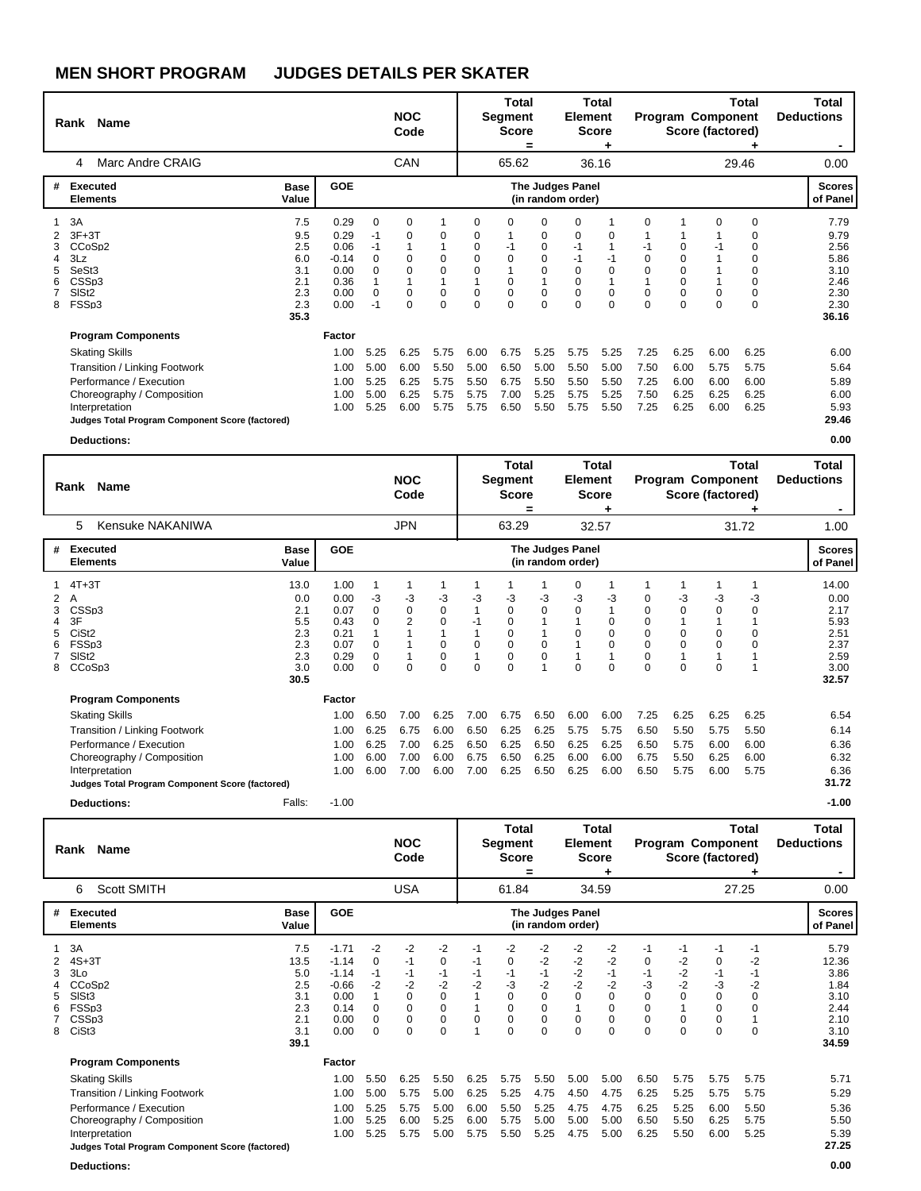# MEN SHORT PROGRAM JUDGES DETAILS PER SKATER

| Rank | Name | NOC Code | Total Segment Score = | Total Element Score + | Total Program Component Score (factored) + | Total Deductions - |
|---|---|---|---|---|---|---|
| 4 | Marc Andre CRAIG | CAN | 65.62 | 36.16 | 29.46 | 0.00 |

| # | Executed Elements | Base Value | GOE | J1 | J2 | J3 | J4 | J5 | J6 | J7 | J8 | J9 | J10 | J11 | J12 | Scores of Panel |
|---|---|---|---|---|---|---|---|---|---|---|---|---|---|---|---|---|
| 1 | 3A | 7.5 | 0.29 | 0 | 0 | 1 | 0 | 0 | 0 | 0 | 1 | 0 | 1 | 0 | 0 | 7.79 |
| 2 | 3F+3T | 9.5 | 0.29 | -1 | 0 | 0 | 0 | 1 | 0 | 0 | 0 | 1 | 1 | 1 | 0 | 9.79 |
| 3 | CCoSp2 | 2.5 | 0.06 | -1 | 1 | 1 | 0 | -1 | 0 | -1 | 1 | -1 | 0 | -1 | 0 | 2.56 |
| 4 | 3Lz | 6.0 | -0.14 | 0 | 0 | 0 | 0 | 0 | 0 | -1 | -1 | 0 | 0 | 1 | 0 | 5.86 |
| 5 | SeSt3 | 3.1 | 0.00 | 0 | 0 | 0 | 0 | 1 | 0 | 0 | 0 | 0 | 0 | 1 | 0 | 3.10 |
| 6 | CSSp3 | 2.1 | 0.36 | 1 | 1 | 1 | 1 | 0 | 1 | 0 | 1 | 1 | 0 | 1 | 0 | 2.46 |
| 7 | SlSt2 | 2.3 | 0.00 | 0 | 0 | 0 | 0 | 0 | 0 | 0 | 0 | 0 | 0 | 0 | 0 | 2.30 |
| 8 | FSSp3 | 2.3 | 0.00 | -1 | 0 | 0 | 0 | 0 | 0 | 0 | 0 | 0 | 0 | 0 | 0 | 2.30 |
| | | 35.3 | | | | | | | | | | | | | | 36.16 |

| Program Components | Factor | J1 | J2 | J3 | J4 | J5 | J6 | J7 | J8 | J9 | J10 | J11 | J12 | |
|---|---|---|---|---|---|---|---|---|---|---|---|---|---|---|
| Skating Skills | 1.00 | 5.25 | 6.25 | 5.75 | 6.00 | 6.75 | 5.25 | 5.75 | 5.25 | 7.25 | 6.25 | 6.00 | 6.25 | 6.00 |
| Transition / Linking Footwork | 1.00 | 5.00 | 6.00 | 5.50 | 5.00 | 6.50 | 5.00 | 5.50 | 5.00 | 7.50 | 6.00 | 5.75 | 5.75 | 5.64 |
| Performance / Execution | 1.00 | 5.25 | 6.25 | 5.75 | 5.50 | 6.75 | 5.50 | 5.50 | 5.50 | 7.25 | 6.00 | 6.00 | 6.00 | 5.89 |
| Choreography / Composition | 1.00 | 5.00 | 6.25 | 5.75 | 5.75 | 7.00 | 5.25 | 5.75 | 5.25 | 7.50 | 6.25 | 6.25 | 6.25 | 6.00 |
| Interpretation | 1.00 | 5.25 | 6.00 | 5.75 | 5.75 | 6.50 | 5.50 | 5.75 | 5.50 | 7.25 | 6.25 | 6.00 | 6.25 | 5.93 |
| **Judges Total Program Component Score (factored)** | | | | | | | | | | | | | | 29.46 |

**Deductions:** 0.00

| Rank | Name | NOC Code | Total Segment Score = | Total Element Score + | Total Program Component Score (factored) + | Total Deductions - |
|---|---|---|---|---|---|---|
| 5 | Kensuke NAKANIWA | JPN | 63.29 | 32.57 | 31.72 | 1.00 |

| # | Executed Elements | Base Value | GOE | J1 | J2 | J3 | J4 | J5 | J6 | J7 | J8 | J9 | J10 | J11 | J12 | Scores of Panel |
|---|---|---|---|---|---|---|---|---|---|---|---|---|---|---|---|---|
| 1 | 4T+3T | 13.0 | 1.00 | 1 | 1 | 1 | 1 | 1 | 1 | 0 | 1 | 1 | 1 | 1 | 1 | 14.00 |
| 2 | A | 0.0 | 0.00 | -3 | -3 | -3 | -3 | -3 | -3 | -3 | -3 | 0 | -3 | -3 | -3 | 0.00 |
| 3 | CSSp3 | 2.1 | 0.07 | 0 | 0 | 0 | 1 | 0 | 0 | 0 | 1 | 0 | 0 | 0 | 0 | 2.17 |
| 4 | 3F | 5.5 | 0.43 | 0 | 2 | 0 | -1 | 0 | 1 | 1 | 0 | 0 | 1 | 1 | 1 | 5.93 |
| 5 | CiSt2 | 2.3 | 0.21 | 1 | 1 | 1 | 1 | 0 | 1 | 0 | 0 | 0 | 0 | 0 | 0 | 2.51 |
| 6 | FSSp3 | 2.3 | 0.07 | 0 | 1 | 0 | 0 | 0 | 0 | 1 | 0 | 0 | 0 | 0 | 0 | 2.37 |
| 7 | SlSt2 | 2.3 | 0.29 | 0 | 1 | 0 | 1 | 0 | 0 | 1 | 1 | 0 | 1 | 1 | 1 | 2.59 |
| 8 | CCoSp3 | 3.0 | 0.00 | 0 | 0 | 0 | 0 | 0 | 1 | 0 | 0 | 0 | 0 | 0 | 1 | 3.00 |
| | | 30.5 | | | | | | | | | | | | | | 32.57 |

| Program Components | Factor | J1 | J2 | J3 | J4 | J5 | J6 | J7 | J8 | J9 | J10 | J11 | J12 | |
|---|---|---|---|---|---|---|---|---|---|---|---|---|---|---|
| Skating Skills | 1.00 | 6.50 | 7.00 | 6.25 | 7.00 | 6.75 | 6.50 | 6.00 | 6.00 | 7.25 | 6.25 | 6.25 | 6.25 | 6.54 |
| Transition / Linking Footwork | 1.00 | 6.25 | 6.75 | 6.00 | 6.50 | 6.25 | 6.25 | 5.75 | 5.75 | 6.50 | 5.50 | 5.75 | 5.50 | 6.14 |
| Performance / Execution | 1.00 | 6.25 | 7.00 | 6.25 | 6.50 | 6.25 | 6.50 | 6.25 | 6.25 | 6.50 | 5.75 | 6.00 | 6.00 | 6.36 |
| Choreography / Composition | 1.00 | 6.00 | 7.00 | 6.00 | 6.75 | 6.50 | 6.25 | 6.00 | 6.00 | 6.75 | 5.50 | 6.25 | 6.00 | 6.32 |
| Interpretation | 1.00 | 6.00 | 7.00 | 6.00 | 7.00 | 6.25 | 6.50 | 6.25 | 6.00 | 6.50 | 5.75 | 6.00 | 5.75 | 6.36 |
| **Judges Total Program Component Score (factored)** | | | | | | | | | | | | | | 31.72 |

**Deductions:** Falls: -1.00 -1.00

| Rank | Name | NOC Code | Total Segment Score = | Total Element Score + | Total Program Component Score (factored) + | Total Deductions - |
|---|---|---|---|---|---|---|
| 6 | Scott SMITH | USA | 61.84 | 34.59 | 27.25 | 0.00 |

| # | Executed Elements | Base Value | GOE | J1 | J2 | J3 | J4 | J5 | J6 | J7 | J8 | J9 | J10 | J11 | J12 | Scores of Panel |
|---|---|---|---|---|---|---|---|---|---|---|---|---|---|---|---|---|
| 1 | 3A | 7.5 | -1.71 | -2 | -2 | -2 | -1 | -2 | -2 | -2 | -2 | -1 | -1 | -1 | -1 | 5.79 |
| 2 | 4S+3T | 13.5 | -1.14 | 0 | -1 | 0 | -1 | 0 | -2 | -2 | -2 | 0 | -2 | 0 | -2 | 12.36 |
| 3 | 3Lo | 5.0 | -1.14 | -1 | -1 | -1 | -1 | -1 | -1 | -2 | -1 | -1 | -2 | -1 | -1 | 3.86 |
| 4 | CCoSp2 | 2.5 | -0.66 | -2 | -2 | -2 | -2 | -3 | -2 | -2 | -2 | -3 | -2 | -3 | -2 | 1.84 |
| 5 | SlSt3 | 3.1 | 0.00 | 1 | 0 | 0 | 1 | 0 | 0 | 0 | 0 | 0 | 0 | 0 | 0 | 3.10 |
| 6 | FSSp3 | 2.3 | 0.14 | 0 | 0 | 0 | 1 | 0 | 0 | 1 | 0 | 0 | 1 | 0 | 0 | 2.44 |
| 7 | CSSp3 | 2.1 | 0.00 | 0 | 0 | 0 | 0 | 0 | 0 | 0 | 0 | 0 | 0 | 0 | 1 | 2.10 |
| 8 | CiSt3 | 3.1 | 0.00 | 0 | 0 | 0 | 1 | 0 | 0 | 0 | 0 | 0 | 0 | 0 | 0 | 3.10 |
| | | 39.1 | | | | | | | | | | | | | | 34.59 |

| Program Components | Factor | J1 | J2 | J3 | J4 | J5 | J6 | J7 | J8 | J9 | J10 | J11 | J12 | |
|---|---|---|---|---|---|---|---|---|---|---|---|---|---|---|
| Skating Skills | 1.00 | 5.50 | 6.25 | 5.50 | 6.25 | 5.75 | 5.50 | 5.00 | 5.00 | 6.50 | 5.75 | 5.75 | 5.75 | 5.71 |
| Transition / Linking Footwork | 1.00 | 5.00 | 5.75 | 5.00 | 6.25 | 5.25 | 4.75 | 4.50 | 4.75 | 6.25 | 5.25 | 5.75 | 5.75 | 5.29 |
| Performance / Execution | 1.00 | 5.25 | 5.75 | 5.00 | 6.00 | 5.50 | 5.25 | 4.75 | 4.75 | 6.25 | 5.25 | 6.00 | 5.50 | 5.36 |
| Choreography / Composition | 1.00 | 5.25 | 6.00 | 5.25 | 6.00 | 5.75 | 5.00 | 5.00 | 5.00 | 6.50 | 5.50 | 6.25 | 5.75 | 5.50 |
| Interpretation | 1.00 | 5.25 | 5.75 | 5.00 | 5.75 | 5.50 | 5.25 | 4.75 | 5.00 | 6.25 | 5.50 | 6.00 | 5.25 | 5.39 |
| **Judges Total Program Component Score (factored)** | | | | | | | | | | | | | | 27.25 |

**Deductions:** 0.00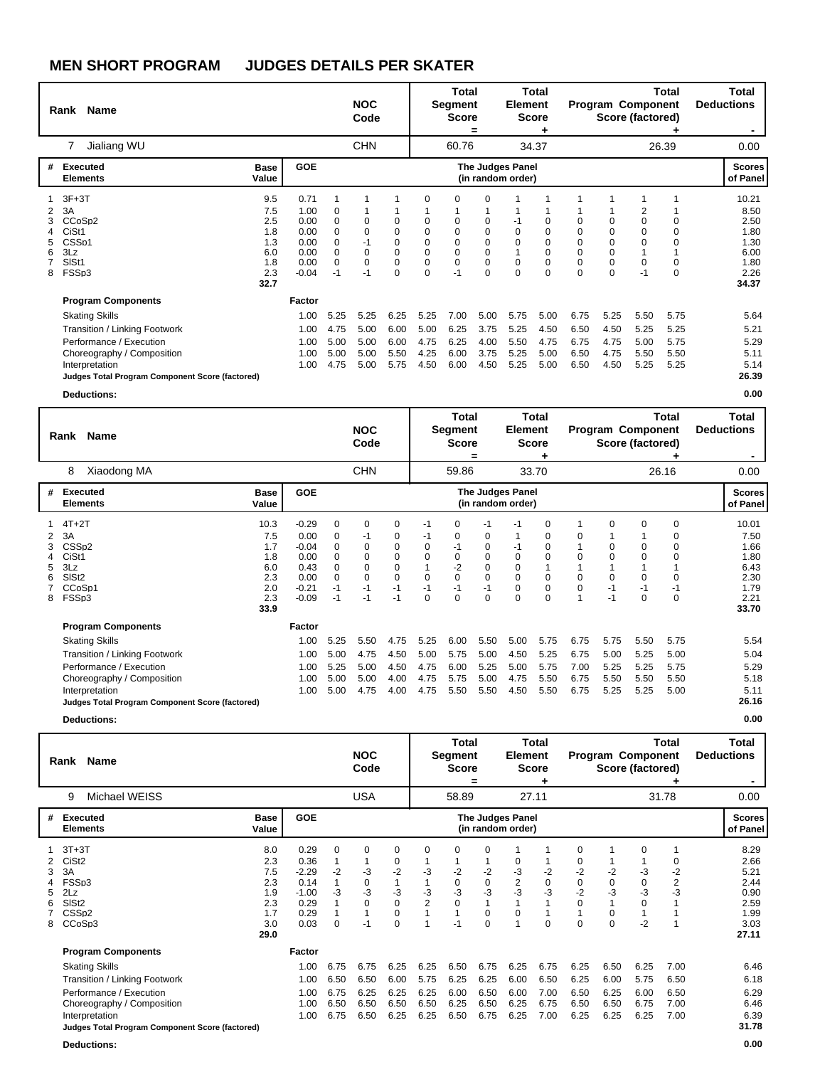# MEN SHORT PROGRAM JUDGES DETAILS PER SKATER

| Rank | Name | NOC Code | Total Segment Score = | Total Element Score + | Total Program Component Score (factored) + | Total Deductions - |
|---|---|---|---|---|---|---|
| 7 | Jialiang WU | CHN | 60.76 | 34.37 | 26.39 | 0.00 |

| # | Executed Elements | Base Value | GOE | The Judges Panel (in random order) | | | | | | | | | | | | Scores of Panel |
|---|---|---|---|---|---|---|---|---|---|---|---|---|---|---|---|---|
| 1 | 3F+3T | 9.5 | 0.71 | 1 | 1 | 1 | 0 | 0 | 0 | 1 | 1 | 1 | 1 | 1 | 1 | 10.21 |
| 2 | 3A | 7.5 | 1.00 | 0 | 1 | 1 | 1 | 1 | 1 | 1 | 1 | 1 | 1 | 2 | 1 | 8.50 |
| 3 | CCoSp2 | 2.5 | 0.00 | 0 | 0 | 0 | 0 | 0 | 0 | -1 | 0 | 0 | 0 | 0 | 0 | 2.50 |
| 4 | CiSt1 | 1.8 | 0.00 | 0 | 0 | 0 | 0 | 0 | 0 | 0 | 0 | 0 | 0 | 0 | 0 | 1.80 |
| 5 | CSSp1 | 1.3 | 0.00 | 0 | -1 | 0 | 0 | 0 | 0 | 0 | 0 | 0 | 0 | 0 | 0 | 1.30 |
| 6 | 3Lz | 6.0 | 0.00 | 0 | 0 | 0 | 0 | 0 | 0 | 1 | 0 | 0 | 0 | 1 | 1 | 6.00 |
| 7 | SlSt1 | 1.8 | 0.00 | 0 | 0 | 0 | 0 | 0 | 0 | 0 | 0 | 0 | 0 | 0 | 0 | 1.80 |
| 8 | FSSp3 | 2.3 | -0.04 | -1 | -1 | 0 | 0 | -1 | 0 | 0 | 0 | 0 | 0 | -1 | 0 | 2.26 |
| | | 32.7 | | | | | | | | | | | | | | 34.37 |

| Program Components | Factor | | | | | | | | | | | | | |
|---|---|---|---|---|---|---|---|---|---|---|---|---|---|---|
| Skating Skills | 1.00 | 5.25 | 5.25 | 6.25 | 5.25 | 7.00 | 5.00 | 5.75 | 5.00 | 6.75 | 5.25 | 5.50 | 5.75 | 5.64 |
| Transition / Linking Footwork | 1.00 | 4.75 | 5.00 | 6.00 | 5.00 | 6.25 | 3.75 | 5.25 | 4.50 | 6.50 | 4.50 | 5.25 | 5.25 | 5.21 |
| Performance / Execution | 1.00 | 5.00 | 5.00 | 6.00 | 4.75 | 6.25 | 4.00 | 5.50 | 4.75 | 6.75 | 4.75 | 5.00 | 5.75 | 5.29 |
| Choreography / Composition | 1.00 | 5.00 | 5.00 | 5.50 | 4.25 | 6.00 | 3.75 | 5.25 | 5.00 | 6.50 | 4.75 | 5.50 | 5.50 | 5.11 |
| Interpretation | 1.00 | 4.75 | 5.00 | 5.75 | 4.50 | 6.00 | 4.50 | 5.25 | 5.00 | 6.50 | 4.50 | 5.25 | 5.25 | 5.14 |
| **Judges Total Program Component Score (factored)** | | | | | | | | | | | | | | **26.39** |

**Deductions:** **0.00**

| Rank | Name | NOC Code | Total Segment Score = | Total Element Score + | Total Program Component Score (factored) + | Total Deductions - |
|---|---|---|---|---|---|---|
| 8 | Xiaodong MA | CHN | 59.86 | 33.70 | 26.16 | 0.00 |

| # | Executed Elements | Base Value | GOE | The Judges Panel (in random order) | | | | | | | | | | | | Scores of Panel |
|---|---|---|---|---|---|---|---|---|---|---|---|---|---|---|---|---|
| 1 | 4T+2T | 10.3 | -0.29 | 0 | 0 | 0 | -1 | 0 | -1 | -1 | 0 | 1 | 0 | 0 | 0 | 10.01 |
| 2 | 3A | 7.5 | 0.00 | 0 | -1 | 0 | -1 | 0 | 0 | 1 | 0 | 0 | 1 | 1 | 0 | 7.50 |
| 3 | CSSp2 | 1.7 | -0.04 | 0 | 0 | 0 | 0 | -1 | 0 | -1 | 0 | 1 | 0 | 0 | 0 | 1.66 |
| 4 | CiSt1 | 1.8 | 0.00 | 0 | 0 | 0 | 0 | 0 | 0 | 0 | 0 | 0 | 0 | 0 | 0 | 1.80 |
| 5 | 3Lz | 6.0 | 0.43 | 0 | 0 | 0 | 1 | -2 | 0 | 0 | 1 | 1 | 1 | 1 | 1 | 6.43 |
| 6 | SlSt2 | 2.3 | 0.00 | 0 | 0 | 0 | 0 | 0 | 0 | 0 | 0 | 0 | 0 | 0 | 0 | 2.30 |
| 7 | CCoSp1 | 2.0 | -0.21 | -1 | -1 | -1 | -1 | -1 | -1 | 0 | 0 | 0 | -1 | -1 | -1 | 1.79 |
| 8 | FSSp3 | 2.3 | -0.09 | -1 | -1 | -1 | 0 | 0 | 0 | 0 | 0 | 1 | -1 | 0 | 0 | 2.21 |
| | | 33.9 | | | | | | | | | | | | | | 33.70 |

| Program Components | Factor | | | | | | | | | | | | | |
|---|---|---|---|---|---|---|---|---|---|---|---|---|---|---|
| Skating Skills | 1.00 | 5.25 | 5.50 | 4.75 | 5.25 | 6.00 | 5.50 | 5.00 | 5.75 | 6.75 | 5.75 | 5.50 | 5.75 | 5.54 |
| Transition / Linking Footwork | 1.00 | 5.00 | 4.75 | 4.50 | 5.00 | 5.75 | 5.00 | 4.50 | 5.25 | 6.75 | 5.00 | 5.25 | 5.00 | 5.04 |
| Performance / Execution | 1.00 | 5.25 | 5.00 | 4.50 | 4.75 | 6.00 | 5.25 | 5.00 | 5.75 | 7.00 | 5.25 | 5.25 | 5.75 | 5.29 |
| Choreography / Composition | 1.00 | 5.00 | 5.00 | 4.00 | 4.75 | 5.75 | 5.00 | 4.75 | 5.50 | 6.75 | 5.50 | 5.50 | 5.50 | 5.18 |
| Interpretation | 1.00 | 5.00 | 4.75 | 4.00 | 4.75 | 5.50 | 5.50 | 4.50 | 5.50 | 6.75 | 5.25 | 5.25 | 5.00 | 5.11 |
| **Judges Total Program Component Score (factored)** | | | | | | | | | | | | | | **26.16** |

**Deductions:** **0.00**

| Rank | Name | NOC Code | Total Segment Score = | Total Element Score + | Total Program Component Score (factored) + | Total Deductions - |
|---|---|---|---|---|---|---|
| 9 | Michael WEISS | USA | 58.89 | 27.11 | 31.78 | 0.00 |

| # | Executed Elements | Base Value | GOE | The Judges Panel (in random order) | | | | | | | | | | | | Scores of Panel |
|---|---|---|---|---|---|---|---|---|---|---|---|---|---|---|---|---|
| 1 | 3T+3T | 8.0 | 0.29 | 0 | 0 | 0 | 0 | 0 | 0 | 1 | 1 | 0 | 1 | 0 | 1 | 8.29 |
| 2 | CiSt2 | 2.3 | 0.36 | 1 | 1 | 0 | 1 | 1 | 1 | 0 | 1 | 0 | 1 | 1 | 0 | 2.66 |
| 3 | 3A | 7.5 | -2.29 | -2 | -3 | -2 | -3 | -2 | -2 | -3 | -2 | -2 | -2 | -3 | -2 | 5.21 |
| 4 | FSSp3 | 2.3 | 0.14 | 1 | 0 | 1 | 1 | 0 | 0 | 2 | 0 | 0 | 0 | 0 | 2 | 2.44 |
| 5 | 2Lz | 1.9 | -1.00 | -3 | -3 | -3 | -3 | -3 | -3 | -3 | -3 | -2 | -3 | -3 | -3 | 0.90 |
| 6 | SlSt2 | 2.3 | 0.29 | 1 | 0 | 0 | 2 | 0 | 1 | 1 | 1 | 0 | 1 | 0 | 1 | 2.59 |
| 7 | CSSp2 | 1.7 | 0.29 | 1 | 1 | 0 | 1 | 1 | 0 | 0 | 1 | 1 | 0 | 1 | 1 | 1.99 |
| 8 | CCoSp3 | 3.0 | 0.03 | 0 | -1 | 0 | 1 | -1 | 0 | 1 | 0 | 0 | 0 | -2 | 1 | 3.03 |
| | | 29.0 | | | | | | | | | | | | | | 27.11 |

| Program Components | Factor | | | | | | | | | | | | | |
|---|---|---|---|---|---|---|---|---|---|---|---|---|---|---|
| Skating Skills | 1.00 | 6.75 | 6.75 | 6.25 | 6.25 | 6.50 | 6.75 | 6.25 | 6.75 | 6.25 | 6.50 | 6.25 | 7.00 | 6.46 |
| Transition / Linking Footwork | 1.00 | 6.50 | 6.50 | 6.00 | 5.75 | 6.25 | 6.25 | 6.00 | 6.50 | 6.25 | 6.00 | 5.75 | 6.50 | 6.18 |
| Performance / Execution | 1.00 | 6.75 | 6.25 | 6.25 | 6.25 | 6.00 | 6.50 | 6.00 | 7.00 | 6.50 | 6.25 | 6.00 | 6.50 | 6.29 |
| Choreography / Composition | 1.00 | 6.50 | 6.50 | 6.50 | 6.50 | 6.25 | 6.50 | 6.25 | 6.75 | 6.50 | 6.50 | 6.75 | 7.00 | 6.46 |
| Interpretation | 1.00 | 6.75 | 6.50 | 6.25 | 6.25 | 6.50 | 6.75 | 6.25 | 7.00 | 6.25 | 6.25 | 6.25 | 7.00 | 6.39 |
| **Judges Total Program Component Score (factored)** | | | | | | | | | | | | | | **31.78** |

**Deductions:** **0.00**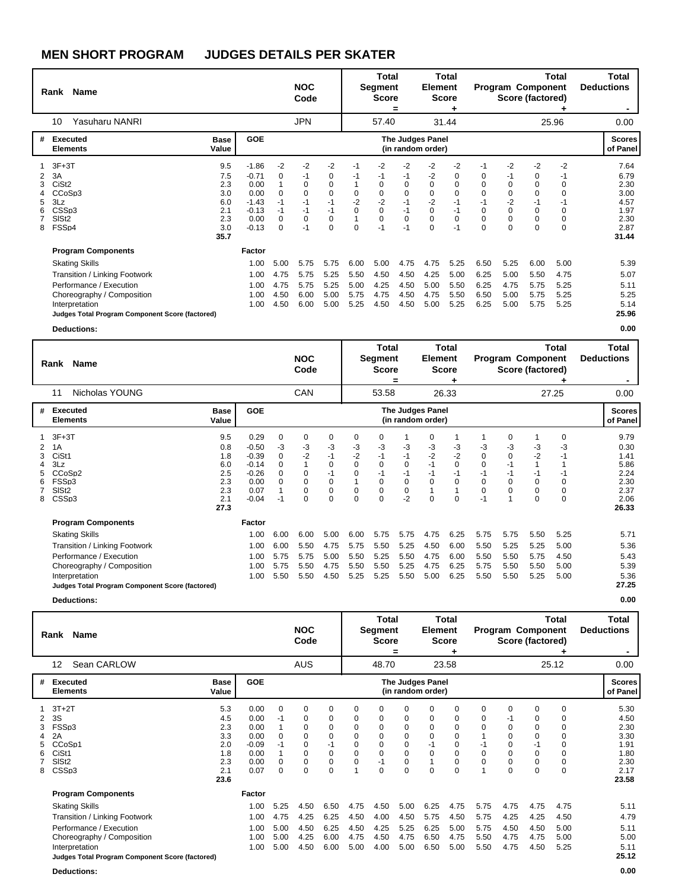# MEN SHORT PROGRAM JUDGES DETAILS PER SKATER

| Rank | Name | NOC Code | Total Segment Score = | Total Element Score + | Total Program Component Score (factored) + | Total Deductions - |
|---|---|---|---|---|---|---|
| 10 | Yasuharu NANRI | JPN | 57.40 | 31.44 | 25.96 | 0.00 |

| # | Executed Elements | Base Value | GOE | J1 | J2 | J3 | J4 | J5 | J6 | J7 | J8 | J9 | J10 | J11 | J12 | Scores of Panel |
|---|---|---|---|---|---|---|---|---|---|---|---|---|---|---|---|---|
| 1 | 3F+3T | 9.5 | -1.86 | -2 | -2 | -2 | -1 | -2 | -2 | -2 | -2 | -1 | -2 | -2 | -2 | 7.64 |
| 2 | 3A | 7.5 | -0.71 | 0 | -1 | 0 | -1 | -1 | -1 | -2 | 0 | 0 | -1 | 0 | -1 | 6.79 |
| 3 | CiSt2 | 2.3 | 0.00 | 1 | 0 | 0 | 1 | 0 | 0 | 0 | 0 | 0 | 0 | 0 | 0 | 2.30 |
| 4 | CCoSp3 | 3.0 | 0.00 | 0 | 0 | 0 | 0 | 0 | 0 | 0 | 0 | 0 | 0 | 0 | 0 | 3.00 |
| 5 | 3Lz | 6.0 | -1.43 | -1 | -1 | -1 | -2 | -2 | -1 | -2 | -1 | -1 | -2 | -1 | -1 | 4.57 |
| 6 | CSSp3 | 2.1 | -0.13 | -1 | -1 | -1 | 0 | 0 | -1 | 0 | -1 | 0 | 0 | 0 | 0 | 1.97 |
| 7 | SlSt2 | 2.3 | 0.00 | 0 | 0 | 0 | 1 | 0 | 0 | 0 | 0 | 0 | 0 | 0 | 0 | 2.30 |
| 8 | FSSp4 | 3.0 | -0.13 | 0 | -1 | 0 | 0 | -1 | -1 | 0 | -1 | 0 | 0 | 0 | 0 | 2.87 |
| | | 35.7 | | | | | | | | | | | | | | 31.44 |

| Program Components | Factor | J1 | J2 | J3 | J4 | J5 | J6 | J7 | J8 | J9 | J10 | J11 | J12 | |
|---|---|---|---|---|---|---|---|---|---|---|---|---|---|---|
| Skating Skills | 1.00 | 5.00 | 5.75 | 5.75 | 6.00 | 5.00 | 4.75 | 4.75 | 5.25 | 6.50 | 5.25 | 6.00 | 5.00 | 5.39 |
| Transition / Linking Footwork | 1.00 | 4.75 | 5.75 | 5.25 | 5.50 | 4.50 | 4.50 | 4.25 | 5.00 | 6.25 | 5.00 | 5.50 | 4.75 | 5.07 |
| Performance / Execution | 1.00 | 4.75 | 5.75 | 5.25 | 5.00 | 4.25 | 4.50 | 5.00 | 5.50 | 6.25 | 4.75 | 5.75 | 5.25 | 5.11 |
| Choreography / Composition | 1.00 | 4.50 | 6.00 | 5.00 | 5.75 | 4.75 | 4.50 | 4.75 | 5.50 | 6.50 | 5.00 | 5.75 | 5.25 | 5.25 |
| Interpretation | 1.00 | 4.50 | 6.00 | 5.00 | 5.25 | 4.50 | 4.50 | 5.00 | 5.25 | 6.25 | 5.00 | 5.75 | 5.25 | 5.14 |
| **Judges Total Program Component Score (factored)** | | | | | | | | | | | | | | **25.96** |

**Deductions:** **0.00**

| Rank | Name | NOC Code | Total Segment Score = | Total Element Score + | Total Program Component Score (factored) + | Total Deductions - |
|---|---|---|---|---|---|---|
| 11 | Nicholas YOUNG | CAN | 53.58 | 26.33 | 27.25 | 0.00 |

| # | Executed Elements | Base Value | GOE | J1 | J2 | J3 | J4 | J5 | J6 | J7 | J8 | J9 | J10 | J11 | J12 | Scores of Panel |
|---|---|---|---|---|---|---|---|---|---|---|---|---|---|---|---|---|
| 1 | 3F+3T | 9.5 | 0.29 | 0 | 0 | 0 | 0 | 0 | 1 | 0 | 1 | 1 | 0 | 1 | 0 | 9.79 |
| 2 | 1A | 0.8 | -0.50 | -3 | -3 | -3 | -3 | -3 | -3 | -3 | -3 | -3 | -3 | -3 | -3 | 0.30 |
| 3 | CiSt1 | 1.8 | -0.39 | 0 | -2 | -1 | -2 | -1 | -1 | -2 | -2 | 0 | 0 | -2 | -1 | 1.41 |
| 4 | 3Lz | 6.0 | -0.14 | 0 | 1 | 0 | 0 | 0 | 0 | -1 | 0 | 0 | -1 | 1 | 1 | 5.86 |
| 5 | CCoSp2 | 2.5 | -0.26 | 0 | 0 | -1 | 0 | -1 | -1 | -1 | -1 | -1 | -1 | -1 | -1 | 2.24 |
| 6 | FSSp3 | 2.3 | 0.00 | 0 | 0 | 0 | 1 | 0 | 0 | 0 | 0 | 0 | 0 | 0 | 0 | 2.30 |
| 7 | SlSt2 | 2.3 | 0.07 | 1 | 0 | 0 | 0 | 0 | 0 | 1 | 1 | 0 | 0 | 0 | 0 | 2.37 |
| 8 | CSSp3 | 2.1 | -0.04 | -1 | 0 | 0 | 0 | 0 | -2 | 0 | 0 | -1 | 1 | 0 | 0 | 2.06 |
| | | 27.3 | | | | | | | | | | | | | | 26.33 |

| Program Components | Factor | J1 | J2 | J3 | J4 | J5 | J6 | J7 | J8 | J9 | J10 | J11 | J12 | |
|---|---|---|---|---|---|---|---|---|---|---|---|---|---|---|
| Skating Skills | 1.00 | 6.00 | 6.00 | 5.00 | 6.00 | 5.75 | 5.75 | 4.75 | 6.25 | 5.75 | 5.75 | 5.50 | 5.25 | 5.71 |
| Transition / Linking Footwork | 1.00 | 6.00 | 5.50 | 4.75 | 5.75 | 5.50 | 5.25 | 4.50 | 6.00 | 5.50 | 5.25 | 5.25 | 5.00 | 5.36 |
| Performance / Execution | 1.00 | 5.75 | 5.75 | 5.00 | 5.50 | 5.25 | 5.50 | 4.75 | 6.00 | 5.50 | 5.50 | 5.75 | 4.50 | 5.43 |
| Choreography / Composition | 1.00 | 5.75 | 5.50 | 4.75 | 5.50 | 5.50 | 5.25 | 4.75 | 6.25 | 5.75 | 5.50 | 5.50 | 5.00 | 5.39 |
| Interpretation | 1.00 | 5.50 | 5.50 | 4.50 | 5.25 | 5.25 | 5.50 | 5.00 | 6.25 | 5.50 | 5.50 | 5.25 | 5.00 | 5.36 |
| **Judges Total Program Component Score (factored)** | | | | | | | | | | | | | | **27.25** |

**Deductions:** **0.00**

| Rank | Name | NOC Code | Total Segment Score = | Total Element Score + | Total Program Component Score (factored) + | Total Deductions - |
|---|---|---|---|---|---|---|
| 12 | Sean CARLOW | AUS | 48.70 | 23.58 | 25.12 | 0.00 |

| # | Executed Elements | Base Value | GOE | J1 | J2 | J3 | J4 | J5 | J6 | J7 | J8 | J9 | J10 | J11 | J12 | Scores of Panel |
|---|---|---|---|---|---|---|---|---|---|---|---|---|---|---|---|---|
| 1 | 3T+2T | 5.3 | 0.00 | 0 | 0 | 0 | 0 | 0 | 0 | 0 | 0 | 0 | 0 | 0 | 0 | 5.30 |
| 2 | 3S | 4.5 | 0.00 | -1 | 0 | 0 | 0 | 0 | 0 | 0 | 0 | 0 | -1 | 0 | 0 | 4.50 |
| 3 | FSSp3 | 2.3 | 0.00 | 1 | 0 | 0 | 0 | 0 | 0 | 0 | 0 | 0 | 0 | 0 | 0 | 2.30 |
| 4 | 2A | 3.3 | 0.00 | 0 | 0 | 0 | 0 | 0 | 0 | 0 | 0 | 1 | 0 | 0 | 0 | 3.30 |
| 5 | CCoSp1 | 2.0 | -0.09 | -1 | 0 | -1 | 0 | 0 | 0 | -1 | 0 | -1 | 0 | -1 | 0 | 1.91 |
| 6 | CiSt1 | 1.8 | 0.00 | 1 | 0 | 0 | 0 | 0 | 0 | 0 | 0 | 0 | 0 | 0 | 0 | 1.80 |
| 7 | SlSt2 | 2.3 | 0.00 | 0 | 0 | 0 | 0 | -1 | 0 | 1 | 0 | 0 | 0 | 0 | 0 | 2.30 |
| 8 | CSSp3 | 2.1 | 0.07 | 0 | 0 | 0 | 1 | 0 | 0 | 0 | 0 | 1 | 0 | 0 | 0 | 2.17 |
| | | 23.6 | | | | | | | | | | | | | | 23.58 |

| Program Components | Factor | J1 | J2 | J3 | J4 | J5 | J6 | J7 | J8 | J9 | J10 | J11 | J12 | |
|---|---|---|---|---|---|---|---|---|---|---|---|---|---|---|
| Skating Skills | 1.00 | 5.25 | 4.50 | 6.50 | 4.75 | 4.50 | 5.00 | 6.25 | 4.75 | 5.75 | 4.75 | 4.75 | 4.75 | 5.11 |
| Transition / Linking Footwork | 1.00 | 4.75 | 4.25 | 6.25 | 4.50 | 4.00 | 4.50 | 5.75 | 4.50 | 5.75 | 4.25 | 4.25 | 4.50 | 4.79 |
| Performance / Execution | 1.00 | 5.00 | 4.50 | 6.25 | 4.50 | 4.25 | 5.25 | 6.25 | 5.00 | 5.75 | 4.50 | 4.50 | 5.00 | 5.11 |
| Choreography / Composition | 1.00 | 5.00 | 4.25 | 6.00 | 4.75 | 4.50 | 4.75 | 6.50 | 4.75 | 5.50 | 4.75 | 4.75 | 5.00 | 5.00 |
| Interpretation | 1.00 | 5.00 | 4.50 | 6.00 | 5.00 | 4.00 | 5.00 | 6.50 | 5.00 | 5.50 | 4.75 | 4.50 | 5.25 | 5.11 |
| **Judges Total Program Component Score (factored)** | | | | | | | | | | | | | | **25.12** |

**Deductions:** **0.00**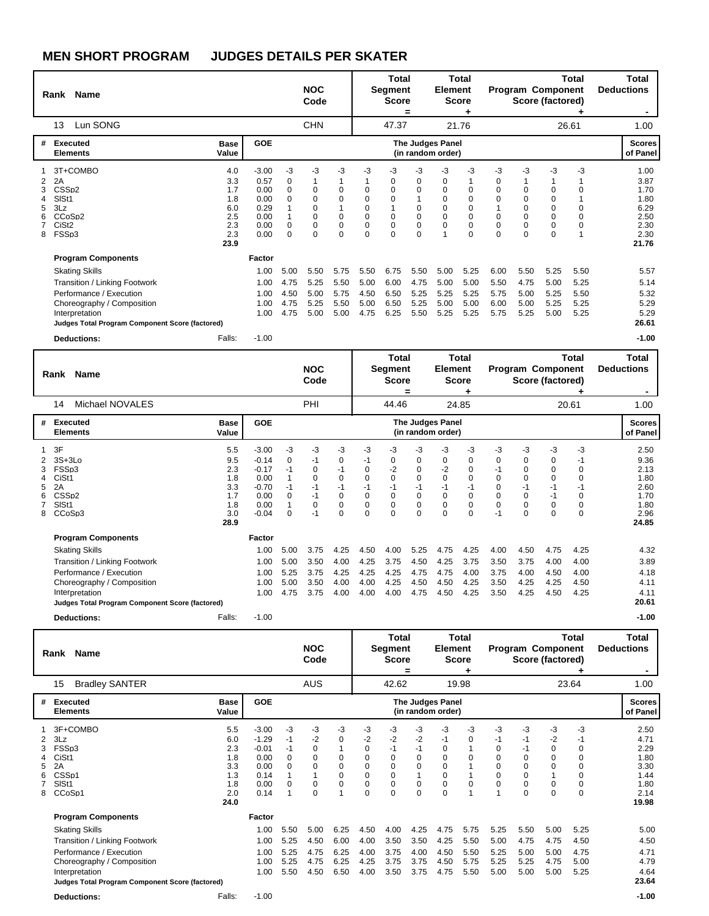# MEN SHORT PROGRAM JUDGES DETAILS PER SKATER

| Rank | Name | NOC Code | Total Segment Score = | Total Element Score + | Total Program Component Score (factored) + | Total Deductions - |
|---|---|---|---|---|---|---|
| 13 | Lun SONG | CHN | 47.37 | 21.76 | 26.61 | 1.00 |

| # | Executed Elements | Base Value | GOE | J1 | J2 | J3 | J4 | J5 | J6 | J7 | J8 | J9 | J10 | J11 | J12 | Scores of Panel |
|---|---|---|---|---|---|---|---|---|---|---|---|---|---|---|---|---|
| 1 | 3T+COMBO | 4.0 | -3.00 | -3 | -3 | -3 | -3 | -3 | -3 | -3 | -3 | -3 | -3 | -3 | -3 | 1.00 |
| 2 | 2A | 3.3 | 0.57 | 0 | 1 | 1 | 1 | 0 | 0 | 0 | 1 | 0 | 1 | 1 | 1 | 3.87 |
| 3 | CSSp2 | 1.7 | 0.00 | 0 | 0 | 0 | 0 | 0 | 0 | 0 | 0 | 0 | 0 | 0 | 0 | 1.70 |
| 4 | SlSt1 | 1.8 | 0.00 | 0 | 0 | 0 | 0 | 0 | 1 | 0 | 0 | 0 | 0 | 0 | 1 | 1.80 |
| 5 | 3Lz | 6.0 | 0.29 | 1 | 0 | 1 | 0 | 1 | 0 | 0 | 0 | 1 | 0 | 0 | 0 | 6.29 |
| 6 | CCoSp2 | 2.5 | 0.00 | 1 | 0 | 0 | 0 | 0 | 0 | 0 | 0 | 0 | 0 | 0 | 0 | 2.50 |
| 7 | CiSt2 | 2.3 | 0.00 | 0 | 0 | 0 | 0 | 0 | 0 | 0 | 0 | 0 | 0 | 0 | 0 | 2.30 |
| 8 | FSSp3 | 2.3 | 0.00 | 0 | 0 | 0 | 0 | 0 | 0 | 1 | 0 | 0 | 0 | 0 | 1 | 2.30 |
| | | 23.9 | | | | | | | | | | | | | | 21.76 |

| Program Components | Factor | J1 | J2 | J3 | J4 | J5 | J6 | J7 | J8 | J9 | J10 | J11 | J12 | Score |
|---|---|---|---|---|---|---|---|---|---|---|---|---|---|---|
| Skating Skills | 1.00 | 5.00 | 5.50 | 5.75 | 5.50 | 6.75 | 5.50 | 5.00 | 5.25 | 6.00 | 5.50 | 5.25 | 5.50 | 5.57 |
| Transition / Linking Footwork | 1.00 | 4.75 | 5.25 | 5.50 | 5.00 | 6.00 | 4.75 | 5.00 | 5.00 | 5.50 | 4.75 | 5.00 | 5.25 | 5.14 |
| Performance / Execution | 1.00 | 4.50 | 5.00 | 5.75 | 4.50 | 6.50 | 5.25 | 5.25 | 5.25 | 5.75 | 5.00 | 5.25 | 5.50 | 5.32 |
| Choreography / Composition | 1.00 | 4.75 | 5.25 | 5.50 | 5.00 | 6.50 | 5.25 | 5.00 | 5.00 | 6.00 | 5.00 | 5.25 | 5.25 | 5.29 |
| Interpretation | 1.00 | 4.75 | 5.00 | 5.00 | 4.75 | 6.25 | 5.50 | 5.25 | 5.25 | 5.75 | 5.25 | 5.00 | 5.25 | 5.29 |
| **Judges Total Program Component Score (factored)** | | | | | | | | | | | | | | 26.61 |

**Deductions:** Falls: -1.00 **-1.00**

| Rank | Name | NOC Code | Total Segment Score = | Total Element Score + | Total Program Component Score (factored) + | Total Deductions - |
|---|---|---|---|---|---|---|
| 14 | Michael NOVALES | PHI | 44.46 | 24.85 | 20.61 | 1.00 |

| # | Executed Elements | Base Value | GOE | J1 | J2 | J3 | J4 | J5 | J6 | J7 | J8 | J9 | J10 | J11 | J12 | Scores of Panel |
|---|---|---|---|---|---|---|---|---|---|---|---|---|---|---|---|---|
| 1 | 3F | 5.5 | -3.00 | -3 | -3 | -3 | -3 | -3 | -3 | -3 | -3 | -3 | -3 | -3 | -3 | 2.50 |
| 2 | 3S+3Lo | 9.5 | -0.14 | 0 | -1 | 0 | -1 | 0 | 0 | 0 | 0 | 0 | 0 | 0 | -1 | 9.36 |
| 3 | FSSp3 | 2.3 | -0.17 | -1 | 0 | -1 | 0 | -2 | 0 | -2 | 0 | -1 | 0 | 0 | 0 | 2.13 |
| 4 | CiSt1 | 1.8 | 0.00 | 1 | 0 | 0 | 0 | 0 | 0 | 0 | 0 | 0 | 0 | 0 | 0 | 1.80 |
| 5 | 2A | 3.3 | -0.70 | -1 | -1 | -1 | -1 | -1 | -1 | -1 | -1 | 0 | -1 | -1 | -1 | 2.60 |
| 6 | CSSp2 | 1.7 | 0.00 | 0 | -1 | 0 | 0 | 0 | 0 | 0 | 0 | 0 | 0 | -1 | 0 | 1.70 |
| 7 | SlSt1 | 1.8 | 0.00 | 1 | 0 | 0 | 0 | 0 | 0 | 0 | 0 | 0 | 0 | 0 | 0 | 1.80 |
| 8 | CCoSp3 | 3.0 | -0.04 | 0 | -1 | 0 | 0 | 0 | 0 | 0 | 0 | -1 | 0 | 0 | 0 | 2.96 |
| | | 28.9 | | | | | | | | | | | | | | 24.85 |

| Program Components | Factor | J1 | J2 | J3 | J4 | J5 | J6 | J7 | J8 | J9 | J10 | J11 | J12 | Score |
|---|---|---|---|---|---|---|---|---|---|---|---|---|---|---|
| Skating Skills | 1.00 | 5.00 | 3.75 | 4.25 | 4.50 | 4.00 | 5.25 | 4.75 | 4.25 | 4.00 | 4.50 | 4.75 | 4.25 | 4.32 |
| Transition / Linking Footwork | 1.00 | 5.00 | 3.50 | 4.00 | 4.25 | 3.75 | 4.50 | 4.25 | 3.75 | 3.50 | 3.75 | 4.00 | 4.00 | 3.89 |
| Performance / Execution | 1.00 | 5.25 | 3.75 | 4.25 | 4.25 | 4.25 | 4.75 | 4.75 | 4.00 | 3.75 | 4.00 | 4.50 | 4.00 | 4.18 |
| Choreography / Composition | 1.00 | 5.00 | 3.50 | 4.00 | 4.00 | 4.25 | 4.50 | 4.50 | 4.25 | 3.50 | 4.25 | 4.25 | 4.50 | 4.11 |
| Interpretation | 1.00 | 4.75 | 3.75 | 4.00 | 4.00 | 4.00 | 4.75 | 4.50 | 4.25 | 3.50 | 4.25 | 4.50 | 4.25 | 4.11 |
| **Judges Total Program Component Score (factored)** | | | | | | | | | | | | | | 20.61 |

**Deductions:** Falls: -1.00 **-1.00**

| Rank | Name | NOC Code | Total Segment Score = | Total Element Score + | Total Program Component Score (factored) + | Total Deductions - |
|---|---|---|---|---|---|---|
| 15 | Bradley SANTER | AUS | 42.62 | 19.98 | 23.64 | 1.00 |

| # | Executed Elements | Base Value | GOE | J1 | J2 | J3 | J4 | J5 | J6 | J7 | J8 | J9 | J10 | J11 | J12 | Scores of Panel |
|---|---|---|---|---|---|---|---|---|---|---|---|---|---|---|---|---|
| 1 | 3F+COMBO | 5.5 | -3.00 | -3 | -3 | -3 | -3 | -3 | -3 | -3 | -3 | -3 | -3 | -3 | -3 | 2.50 |
| 2 | 3Lz | 6.0 | -1.29 | -1 | -2 | 0 | -2 | -2 | -2 | -1 | 0 | -1 | -1 | -2 | -1 | 4.71 |
| 3 | FSSp3 | 2.3 | -0.01 | -1 | 0 | 1 | 0 | -1 | -1 | 0 | 1 | 0 | -1 | 0 | 0 | 2.29 |
| 4 | CiSt1 | 1.8 | 0.00 | 0 | 0 | 0 | 0 | 0 | 0 | 0 | 0 | 0 | 0 | 0 | 0 | 1.80 |
| 5 | 2A | 3.3 | 0.00 | 0 | 0 | 0 | 0 | 0 | 0 | 0 | 1 | 0 | 0 | 0 | 0 | 3.30 |
| 6 | CSSp1 | 1.3 | 0.14 | 1 | 1 | 0 | 0 | 0 | 1 | 0 | 1 | 0 | 0 | 1 | 0 | 1.44 |
| 7 | SlSt1 | 1.8 | 0.00 | 0 | 0 | 0 | 0 | 0 | 0 | 0 | 0 | 0 | 0 | 0 | 0 | 1.80 |
| 8 | CCoSp1 | 2.0 | 0.14 | 1 | 0 | 1 | 0 | 0 | 0 | 0 | 1 | 1 | 0 | 0 | 0 | 2.14 |
| | | 24.0 | | | | | | | | | | | | | | 19.98 |

| Program Components | Factor | J1 | J2 | J3 | J4 | J5 | J6 | J7 | J8 | J9 | J10 | J11 | J12 | Score |
|---|---|---|---|---|---|---|---|---|---|---|---|---|---|---|
| Skating Skills | 1.00 | 5.50 | 5.00 | 6.25 | 4.50 | 4.00 | 4.25 | 4.75 | 5.75 | 5.25 | 5.50 | 5.00 | 5.25 | 5.00 |
| Transition / Linking Footwork | 1.00 | 5.25 | 4.50 | 6.00 | 4.00 | 3.50 | 3.50 | 4.25 | 5.50 | 5.00 | 4.75 | 4.75 | 4.50 | 4.50 |
| Performance / Execution | 1.00 | 5.25 | 4.75 | 6.25 | 4.00 | 3.75 | 4.00 | 4.50 | 5.50 | 5.25 | 5.00 | 5.00 | 4.75 | 4.71 |
| Choreography / Composition | 1.00 | 5.25 | 4.75 | 6.25 | 4.25 | 3.75 | 3.75 | 4.50 | 5.75 | 5.25 | 5.25 | 4.75 | 5.00 | 4.79 |
| Interpretation | 1.00 | 5.50 | 4.50 | 6.50 | 4.00 | 3.50 | 3.75 | 4.75 | 5.50 | 5.00 | 5.00 | 5.00 | 5.25 | 4.64 |
| **Judges Total Program Component Score (factored)** | | | | | | | | | | | | | | 23.64 |

**Deductions:** Falls: -1.00 **-1.00**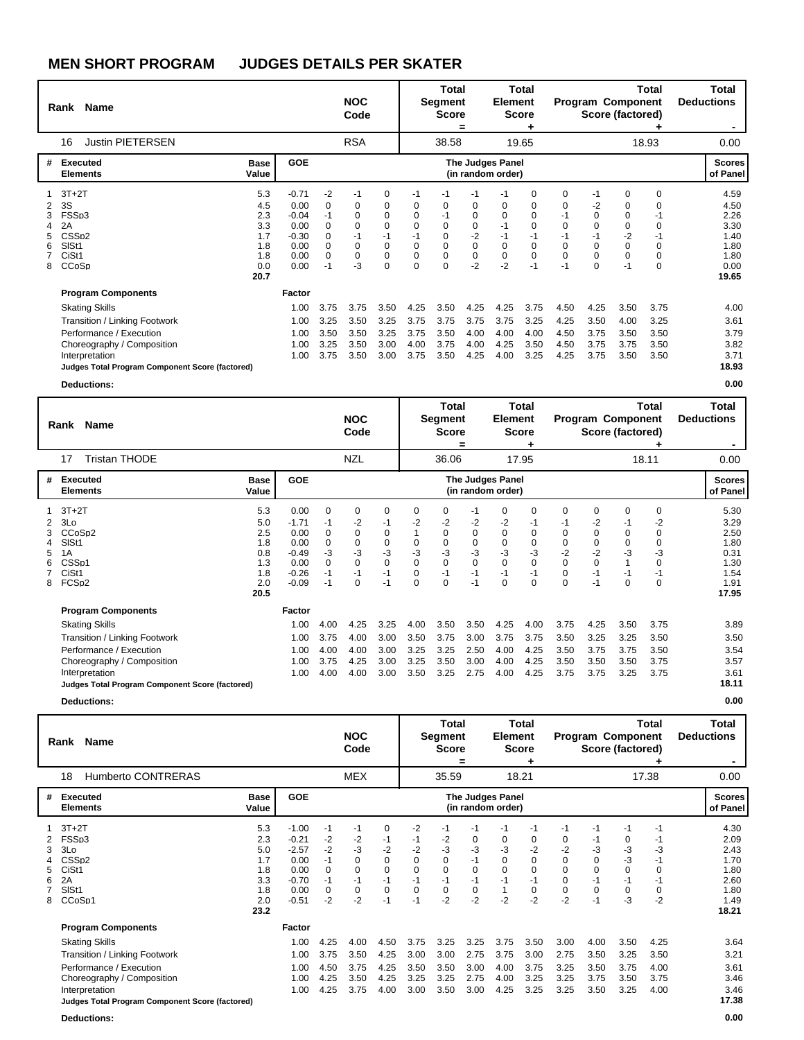# MEN SHORT PROGRAM JUDGES DETAILS PER SKATER

| Rank | Name | NOC Code | Total Segment Score = | Total Element Score + | Total Program Component Score (factored) + | Total Deductions - |
|---|---|---|---|---|---|---|
| 16 | Justin PIETERSEN | RSA | 38.58 | 19.65 | 18.93 | 0.00 |

| # | Executed Elements | Base Value | GOE | J1 | J2 | J3 | J4 | J5 | J6 | J7 | J8 | J9 | J10 | J11 | J12 | Scores of Panel |
|---|---|---|---|---|---|---|---|---|---|---|---|---|---|---|---|---|
| 1 | 3T+2T | 5.3 | -0.71 | -2 | -1 | 0 | -1 | -1 | -1 | -1 | 0 | 0 | -1 | 0 | 0 | 4.59 |
| 2 | 3S | 4.5 | 0.00 | 0 | 0 | 0 | 0 | 0 | 0 | 0 | 0 | 0 | -2 | 0 | 0 | 4.50 |
| 3 | FSSp3 | 2.3 | -0.04 | -1 | 0 | 0 | 0 | 0 | 0 | 0 | 0 | -1 | 0 | 0 | 0 | 2.26 |
| 4 | 2A | 3.3 | 0.00 | 0 | 0 | 0 | 0 | 0 | 0 | -1 | 0 | 0 | 0 | 0 | 0 | 3.30 |
| 5 | CSSp2 | 1.7 | -0.30 | 0 | -1 | -1 | -1 | 0 | -2 | -1 | -1 | -1 | -1 | -2 | -1 | 1.40 |
| 6 | SlSt1 | 1.8 | 0.00 | 0 | 0 | 0 | 0 | 0 | 0 | 0 | 0 | 0 | 0 | 0 | 0 | 1.80 |
| 7 | CiSt1 | 1.8 | 0.00 | 0 | 0 | 0 | 0 | 0 | 0 | 0 | 0 | 0 | 0 | 0 | 0 | 1.80 |
| 8 | CCoSp | 0.0 | 0.00 | -1 | -3 | 0 | 0 | 0 | -2 | -2 | -1 | -1 | 0 | -1 | 0 | 0.00 |
| | | 20.7 | | | | | | | | | | | | | | 19.65 |

| Program Components | Factor | J1 | J2 | J3 | J4 | J5 | J6 | J7 | J8 | J9 | J10 | J11 | J12 | Score |
|---|---|---|---|---|---|---|---|---|---|---|---|---|---|---|
| Skating Skills | 1.00 | 3.75 | 3.75 | 3.50 | 4.25 | 3.50 | 4.25 | 4.25 | 3.75 | 4.50 | 4.25 | 3.50 | 3.75 | 4.00 |
| Transition / Linking Footwork | 1.00 | 3.25 | 3.50 | 3.25 | 3.75 | 3.75 | 3.75 | 3.75 | 3.25 | 4.25 | 3.50 | 4.00 | 3.25 | 3.61 |
| Performance / Execution | 1.00 | 3.50 | 3.50 | 3.25 | 3.75 | 3.50 | 4.00 | 4.00 | 4.00 | 4.50 | 3.75 | 3.50 | 3.50 | 3.79 |
| Choreography / Composition | 1.00 | 3.25 | 3.50 | 3.00 | 4.00 | 3.75 | 4.00 | 4.25 | 3.50 | 4.50 | 3.75 | 3.75 | 3.50 | 3.82 |
| Interpretation | 1.00 | 3.75 | 3.50 | 3.00 | 3.75 | 3.50 | 4.25 | 4.00 | 3.25 | 4.25 | 3.75 | 3.50 | 3.50 | 3.71 |
| **Judges Total Program Component Score (factored)** | | | | | | | | | | | | | | **18.93** |

**Deductions:** **0.00**

| Rank | Name | NOC Code | Total Segment Score = | Total Element Score + | Total Program Component Score (factored) + | Total Deductions - |
|---|---|---|---|---|---|---|
| 17 | Tristan THODE | NZL | 36.06 | 17.95 | 18.11 | 0.00 |

| # | Executed Elements | Base Value | GOE | J1 | J2 | J3 | J4 | J5 | J6 | J7 | J8 | J9 | J10 | J11 | J12 | Scores of Panel |
|---|---|---|---|---|---|---|---|---|---|---|---|---|---|---|---|---|
| 1 | 3T+2T | 5.3 | 0.00 | 0 | 0 | 0 | 0 | 0 | -1 | 0 | 0 | 0 | 0 | 0 | 0 | 5.30 |
| 2 | 3Lo | 5.0 | -1.71 | -1 | -2 | -1 | -2 | -2 | -2 | -2 | -1 | -1 | -2 | -1 | -2 | 3.29 |
| 3 | CCoSp2 | 2.5 | 0.00 | 0 | 0 | 0 | 1 | 0 | 0 | 0 | 0 | 0 | 0 | 0 | 0 | 2.50 |
| 4 | SlSt1 | 1.8 | 0.00 | 0 | 0 | 0 | 0 | 0 | 0 | 0 | 0 | 0 | 0 | 0 | 0 | 1.80 |
| 5 | 1A | 0.8 | -0.49 | -3 | -3 | -3 | -3 | -3 | -3 | -3 | -3 | -2 | -2 | -3 | -3 | 0.31 |
| 6 | CSSp1 | 1.3 | 0.00 | 0 | 0 | 0 | 0 | 0 | 0 | 0 | 0 | 0 | 0 | 1 | 0 | 1.30 |
| 7 | CiSt1 | 1.8 | -0.26 | -1 | -1 | -1 | 0 | -1 | -1 | -1 | -1 | 0 | -1 | -1 | -1 | 1.54 |
| 8 | FCSp2 | 2.0 | -0.09 | -1 | 0 | -1 | 0 | 0 | -1 | 0 | 0 | 0 | -1 | 0 | 0 | 1.91 |
| | | 20.5 | | | | | | | | | | | | | | 17.95 |

| Program Components | Factor | J1 | J2 | J3 | J4 | J5 | J6 | J7 | J8 | J9 | J10 | J11 | J12 | Score |
|---|---|---|---|---|---|---|---|---|---|---|---|---|---|---|
| Skating Skills | 1.00 | 4.00 | 4.25 | 3.25 | 4.00 | 3.50 | 3.50 | 4.25 | 4.00 | 3.75 | 4.25 | 3.50 | 3.75 | 3.89 |
| Transition / Linking Footwork | 1.00 | 3.75 | 4.00 | 3.00 | 3.50 | 3.75 | 3.00 | 3.75 | 3.75 | 3.50 | 3.25 | 3.25 | 3.50 | 3.50 |
| Performance / Execution | 1.00 | 4.00 | 4.00 | 3.00 | 3.25 | 3.25 | 2.50 | 4.00 | 4.25 | 3.50 | 3.75 | 3.75 | 3.50 | 3.54 |
| Choreography / Composition | 1.00 | 3.75 | 4.25 | 3.00 | 3.25 | 3.50 | 3.00 | 4.00 | 4.25 | 3.50 | 3.50 | 3.50 | 3.75 | 3.57 |
| Interpretation | 1.00 | 4.00 | 4.00 | 3.00 | 3.50 | 3.25 | 2.75 | 4.00 | 4.25 | 3.75 | 3.75 | 3.25 | 3.75 | 3.61 |
| **Judges Total Program Component Score (factored)** | | | | | | | | | | | | | | **18.11** |

**Deductions:** **0.00**

| Rank | Name | NOC Code | Total Segment Score = | Total Element Score + | Total Program Component Score (factored) + | Total Deductions - |
|---|---|---|---|---|---|---|
| 18 | Humberto CONTRERAS | MEX | 35.59 | 18.21 | 17.38 | 0.00 |

| # | Executed Elements | Base Value | GOE | J1 | J2 | J3 | J4 | J5 | J6 | J7 | J8 | J9 | J10 | J11 | J12 | Scores of Panel |
|---|---|---|---|---|---|---|---|---|---|---|---|---|---|---|---|---|
| 1 | 3T+2T | 5.3 | -1.00 | -1 | -1 | 0 | -2 | -1 | -1 | -1 | -1 | -1 | -1 | -1 | -1 | 4.30 |
| 2 | FSSp3 | 2.3 | -0.21 | -2 | -2 | -1 | -1 | -2 | 0 | 0 | 0 | 0 | -1 | 0 | -1 | 2.09 |
| 3 | 3Lo | 5.0 | -2.57 | -2 | -3 | -2 | -2 | -3 | -3 | -3 | -2 | -2 | -3 | -3 | -3 | 2.43 |
| 4 | CSSp2 | 1.7 | 0.00 | -1 | 0 | 0 | 0 | 0 | -1 | 0 | 0 | 0 | 0 | -3 | -1 | 1.70 |
| 5 | CiSt1 | 1.8 | 0.00 | 0 | 0 | 0 | 0 | 0 | 0 | 0 | 0 | 0 | 0 | 0 | 0 | 1.80 |
| 6 | 2A | 3.3 | -0.70 | -1 | -1 | -1 | -1 | -1 | -1 | -1 | -1 | 0 | -1 | -1 | -1 | 2.60 |
| 7 | SlSt1 | 1.8 | 0.00 | 0 | 0 | 0 | 0 | 0 | 0 | 1 | 0 | 0 | 0 | 0 | 0 | 1.80 |
| 8 | CCoSp1 | 2.0 | -0.51 | -2 | -2 | -1 | -1 | -2 | -2 | -2 | -2 | -2 | -1 | -3 | -2 | 1.49 |
| | | 23.2 | | | | | | | | | | | | | | 18.21 |

| Program Components | Factor | J1 | J2 | J3 | J4 | J5 | J6 | J7 | J8 | J9 | J10 | J11 | J12 | Score |
|---|---|---|---|---|---|---|---|---|---|---|---|---|---|---|
| Skating Skills | 1.00 | 4.25 | 4.00 | 4.50 | 3.75 | 3.25 | 3.25 | 3.75 | 3.50 | 3.00 | 4.00 | 3.50 | 4.25 | 3.64 |
| Transition / Linking Footwork | 1.00 | 3.75 | 3.50 | 4.25 | 3.00 | 3.00 | 2.75 | 3.75 | 3.00 | 2.75 | 3.50 | 3.25 | 3.50 | 3.21 |
| Performance / Execution | 1.00 | 4.50 | 3.75 | 4.25 | 3.50 | 3.50 | 3.00 | 4.00 | 3.75 | 3.25 | 3.50 | 3.75 | 4.00 | 3.61 |
| Choreography / Composition | 1.00 | 4.25 | 3.50 | 4.25 | 3.25 | 3.25 | 2.75 | 4.00 | 3.25 | 3.25 | 3.75 | 3.50 | 3.75 | 3.46 |
| Interpretation | 1.00 | 4.25 | 3.75 | 4.00 | 3.00 | 3.50 | 3.00 | 4.25 | 3.25 | 3.25 | 3.50 | 3.25 | 4.00 | 3.46 |
| **Judges Total Program Component Score (factored)** | | | | | | | | | | | | | | **17.38** |

**Deductions:** **0.00**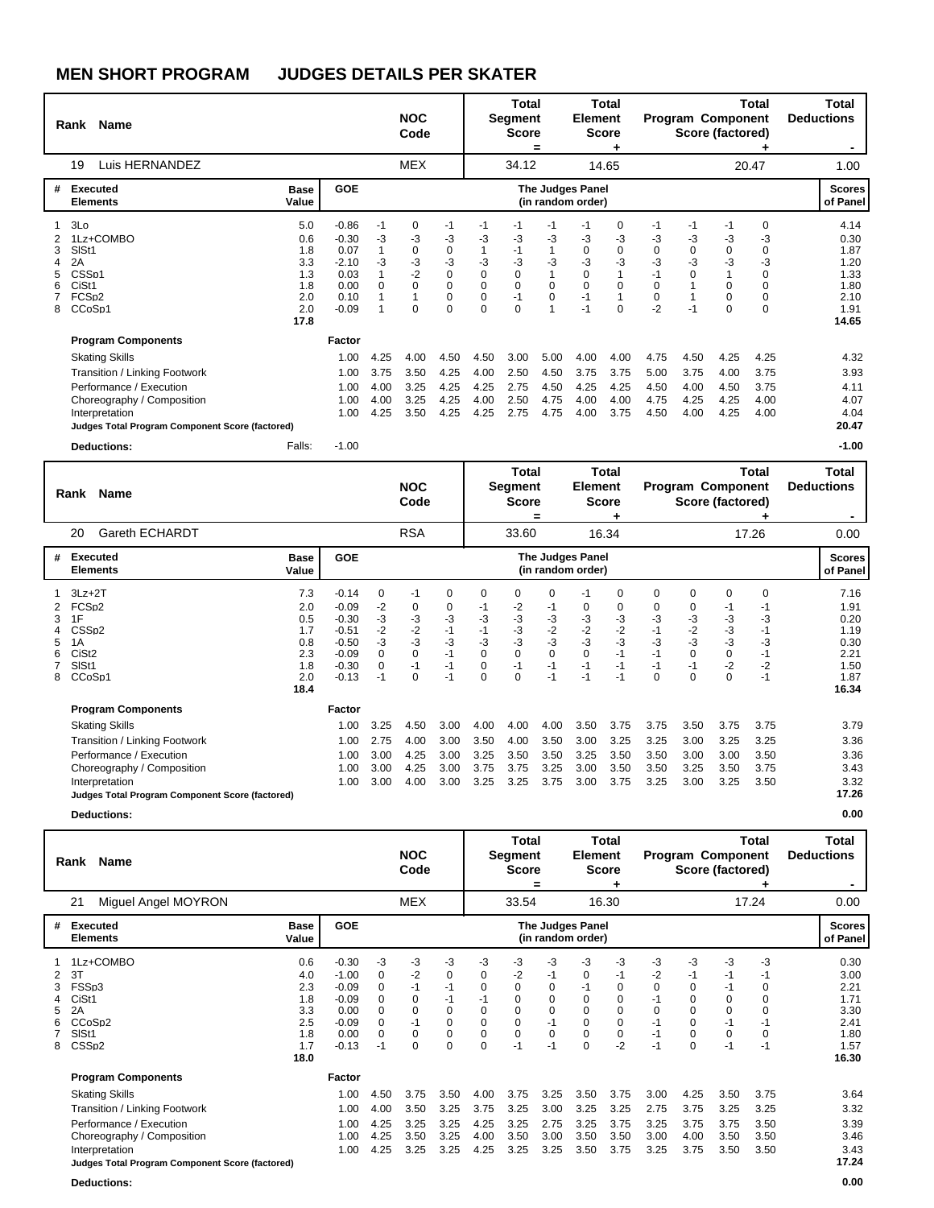# MEN SHORT PROGRAM JUDGES DETAILS PER SKATER

| Rank | Name | NOC Code | Total Segment Score = | Total Element Score + | Total Program Component Score (factored) + | Total Deductions - |
|---|---|---|---|---|---|---|
| 19 | Luis HERNANDEZ | MEX | 34.12 | 14.65 | 20.47 | 1.00 |

| # | Executed Elements | Base Value | GOE | | | | | | | The Judges Panel (in random order) | | | | | | | Scores of Panel |
|---|---|---|---|---|---|---|---|---|---|---|---|---|---|---|---|---|---|
| 1 | 3Lo | 5.0 | -0.86 | -1 | 0 | -1 | -1 | -1 | -1 | -1 | 0 | -1 | -1 | -1 | 0 | 4.14 |
| 2 | 1Lz+COMBO | 0.6 | -0.30 | -3 | -3 | -3 | -3 | -3 | -3 | -3 | -3 | -3 | -3 | -3 | -3 | 0.30 |
| 3 | SlSt1 | 1.8 | 0.07 | 1 | 0 | 0 | 1 | -1 | 1 | 0 | 0 | 0 | 0 | 0 | 0 | 1.87 |
| 4 | 2A | 3.3 | -2.10 | -3 | -3 | -3 | -3 | -3 | -3 | -3 | -3 | -3 | -3 | -3 | -3 | 1.20 |
| 5 | CSSp1 | 1.3 | 0.03 | 1 | -2 | 0 | 0 | 0 | 1 | 0 | 1 | -1 | 0 | 1 | 0 | 1.33 |
| 6 | CiSt1 | 1.8 | 0.00 | 0 | 0 | 0 | 0 | 0 | 0 | 0 | 0 | 0 | 1 | 0 | 0 | 1.80 |
| 7 | FCSp2 | 2.0 | 0.10 | 1 | 1 | 0 | 0 | -1 | 0 | -1 | 1 | 0 | 1 | 0 | 0 | 2.10 |
| 8 | CCoSp1 | 2.0 | -0.09 | 1 | 0 | 0 | 0 | 0 | 1 | -1 | 0 | -2 | -1 | 0 | 0 | 1.91 |
| | | 17.8 | | | | | | | | | | | | | | 14.65 |

| Program Components | Factor | | | | | | | | | | | | | |
|---|---|---|---|---|---|---|---|---|---|---|---|---|---|---|
| Skating Skills | 1.00 | 4.25 | 4.00 | 4.50 | 4.50 | 3.00 | 5.00 | 4.00 | 4.00 | 4.75 | 4.50 | 4.25 | 4.25 | 4.32 |
| Transition / Linking Footwork | 1.00 | 3.75 | 3.50 | 4.25 | 4.00 | 2.50 | 4.50 | 3.75 | 3.75 | 5.00 | 3.75 | 4.00 | 3.75 | 3.93 |
| Performance / Execution | 1.00 | 4.00 | 3.25 | 4.25 | 4.25 | 2.75 | 4.50 | 4.25 | 4.25 | 4.50 | 4.00 | 4.50 | 3.75 | 4.11 |
| Choreography / Composition | 1.00 | 4.00 | 3.25 | 4.25 | 4.00 | 2.50 | 4.75 | 4.00 | 4.00 | 4.75 | 4.25 | 4.25 | 4.00 | 4.07 |
| Interpretation | 1.00 | 4.25 | 3.50 | 4.25 | 4.25 | 2.75 | 4.75 | 4.00 | 3.75 | 4.50 | 4.00 | 4.25 | 4.00 | 4.04 |
| Judges Total Program Component Score (factored) | | | | | | | | | | | | | | 20.47 |

**Deductions:** Falls: -1.00 — **-1.00**

| Rank | Name | NOC Code | Total Segment Score = | Total Element Score + | Total Program Component Score (factored) + | Total Deductions - |
|---|---|---|---|---|---|---|
| 20 | Gareth ECHARDT | RSA | 33.60 | 16.34 | 17.26 | 0.00 |

| # | Executed Elements | Base Value | GOE | | | | | | | The Judges Panel (in random order) | | | | | | | Scores of Panel |
|---|---|---|---|---|---|---|---|---|---|---|---|---|---|---|---|---|---|
| 1 | 3Lz+2T | 7.3 | -0.14 | 0 | -1 | 0 | 0 | 0 | 0 | -1 | 0 | 0 | 0 | 0 | 0 | 7.16 |
| 2 | FCSp2 | 2.0 | -0.09 | -2 | 0 | 0 | -1 | -2 | -1 | 0 | 0 | 0 | 0 | -1 | -1 | 1.91 |
| 3 | 1F | 0.5 | -0.30 | -3 | -3 | -3 | -3 | -3 | -3 | -3 | -3 | -3 | -3 | -3 | -3 | 0.20 |
| 4 | CSSp2 | 1.7 | -0.51 | -2 | -2 | -1 | -1 | -3 | -2 | -2 | -2 | -1 | -2 | -3 | -1 | 1.19 |
| 5 | 1A | 0.8 | -0.50 | -3 | -3 | -3 | -3 | -3 | -3 | -3 | -3 | -3 | -3 | -3 | -3 | 0.30 |
| 6 | CiSt2 | 2.3 | -0.09 | 0 | 0 | -1 | 0 | 0 | 0 | 0 | -1 | -1 | 0 | 0 | -1 | 2.21 |
| 7 | SlSt1 | 1.8 | -0.30 | 0 | -1 | -1 | 0 | -1 | -1 | -1 | -1 | -1 | -1 | -2 | -2 | 1.50 |
| 8 | CCoSp1 | 2.0 | -0.13 | -1 | 0 | -1 | 0 | 0 | -1 | -1 | -1 | 0 | 0 | 0 | -1 | 1.87 |
| | | 18.4 | | | | | | | | | | | | | | 16.34 |

| Program Components | Factor | | | | | | | | | | | | | |
|---|---|---|---|---|---|---|---|---|---|---|---|---|---|---|
| Skating Skills | 1.00 | 3.25 | 4.50 | 3.00 | 4.00 | 4.00 | 4.00 | 3.50 | 3.75 | 3.75 | 3.50 | 3.75 | 3.75 | 3.79 |
| Transition / Linking Footwork | 1.00 | 2.75 | 4.00 | 3.00 | 3.50 | 4.00 | 3.50 | 3.00 | 3.25 | 3.25 | 3.00 | 3.25 | 3.25 | 3.36 |
| Performance / Execution | 1.00 | 3.00 | 4.25 | 3.00 | 3.25 | 3.50 | 3.50 | 3.25 | 3.50 | 3.50 | 3.00 | 3.00 | 3.50 | 3.36 |
| Choreography / Composition | 1.00 | 3.00 | 4.25 | 3.00 | 3.75 | 3.75 | 3.25 | 3.00 | 3.50 | 3.50 | 3.25 | 3.50 | 3.75 | 3.43 |
| Interpretation | 1.00 | 3.00 | 4.00 | 3.00 | 3.25 | 3.25 | 3.75 | 3.00 | 3.75 | 3.25 | 3.00 | 3.25 | 3.50 | 3.32 |
| Judges Total Program Component Score (factored) | | | | | | | | | | | | | | 17.26 |

**Deductions:** **0.00**

| Rank | Name | NOC Code | Total Segment Score = | Total Element Score + | Total Program Component Score (factored) + | Total Deductions - |
|---|---|---|---|---|---|---|
| 21 | Miguel Angel MOYRON | MEX | 33.54 | 16.30 | 17.24 | 0.00 |

| # | Executed Elements | Base Value | GOE | | | | | | | The Judges Panel (in random order) | | | | | | | Scores of Panel |
|---|---|---|---|---|---|---|---|---|---|---|---|---|---|---|---|---|---|
| 1 | 1Lz+COMBO | 0.6 | -0.30 | -3 | -3 | -3 | -3 | -3 | -3 | -3 | -3 | -3 | -3 | -3 | -3 | 0.30 |
| 2 | 3T | 4.0 | -1.00 | 0 | -2 | 0 | 0 | -2 | -1 | 0 | -1 | -2 | -1 | -1 | -1 | 3.00 |
| 3 | FSSp3 | 2.3 | -0.09 | 0 | -1 | -1 | 0 | 0 | 0 | -1 | 0 | 0 | 0 | -1 | 0 | 2.21 |
| 4 | CiSt1 | 1.8 | -0.09 | 0 | 0 | -1 | -1 | 0 | 0 | 0 | 0 | -1 | 0 | 0 | 0 | 1.71 |
| 5 | 2A | 3.3 | 0.00 | 0 | 0 | 0 | 0 | 0 | 0 | 0 | 0 | 0 | 0 | 0 | 0 | 3.30 |
| 6 | CCoSp2 | 2.5 | -0.09 | 0 | -1 | 0 | 0 | 0 | -1 | 0 | 0 | -1 | 0 | -1 | -1 | 2.41 |
| 7 | SlSt1 | 1.8 | 0.00 | 0 | 0 | 0 | 0 | 0 | 0 | 0 | 0 | -1 | 0 | 0 | 0 | 1.80 |
| 8 | CSSp2 | 1.7 | -0.13 | -1 | 0 | 0 | 0 | -1 | -1 | 0 | -2 | -1 | 0 | -1 | -1 | 1.57 |
| | | 18.0 | | | | | | | | | | | | | | 16.30 |

| Program Components | Factor | | | | | | | | | | | | | |
|---|---|---|---|---|---|---|---|---|---|---|---|---|---|---|
| Skating Skills | 1.00 | 4.50 | 3.75 | 3.50 | 4.00 | 3.75 | 3.25 | 3.50 | 3.75 | 3.00 | 4.25 | 3.50 | 3.75 | 3.64 |
| Transition / Linking Footwork | 1.00 | 4.00 | 3.50 | 3.25 | 3.75 | 3.25 | 3.00 | 3.25 | 3.25 | 2.75 | 3.75 | 3.25 | 3.25 | 3.32 |
| Performance / Execution | 1.00 | 4.25 | 3.25 | 3.25 | 4.25 | 3.25 | 2.75 | 3.25 | 3.75 | 3.25 | 3.75 | 3.75 | 3.50 | 3.39 |
| Choreography / Composition | 1.00 | 4.25 | 3.50 | 3.25 | 4.00 | 3.50 | 3.00 | 3.50 | 3.50 | 3.00 | 4.00 | 3.50 | 3.50 | 3.46 |
| Interpretation | 1.00 | 4.25 | 3.25 | 3.25 | 4.25 | 3.25 | 3.25 | 3.50 | 3.75 | 3.25 | 3.75 | 3.50 | 3.50 | 3.43 |
| Judges Total Program Component Score (factored) | | | | | | | | | | | | | | 17.24 |

**Deductions:** **0.00**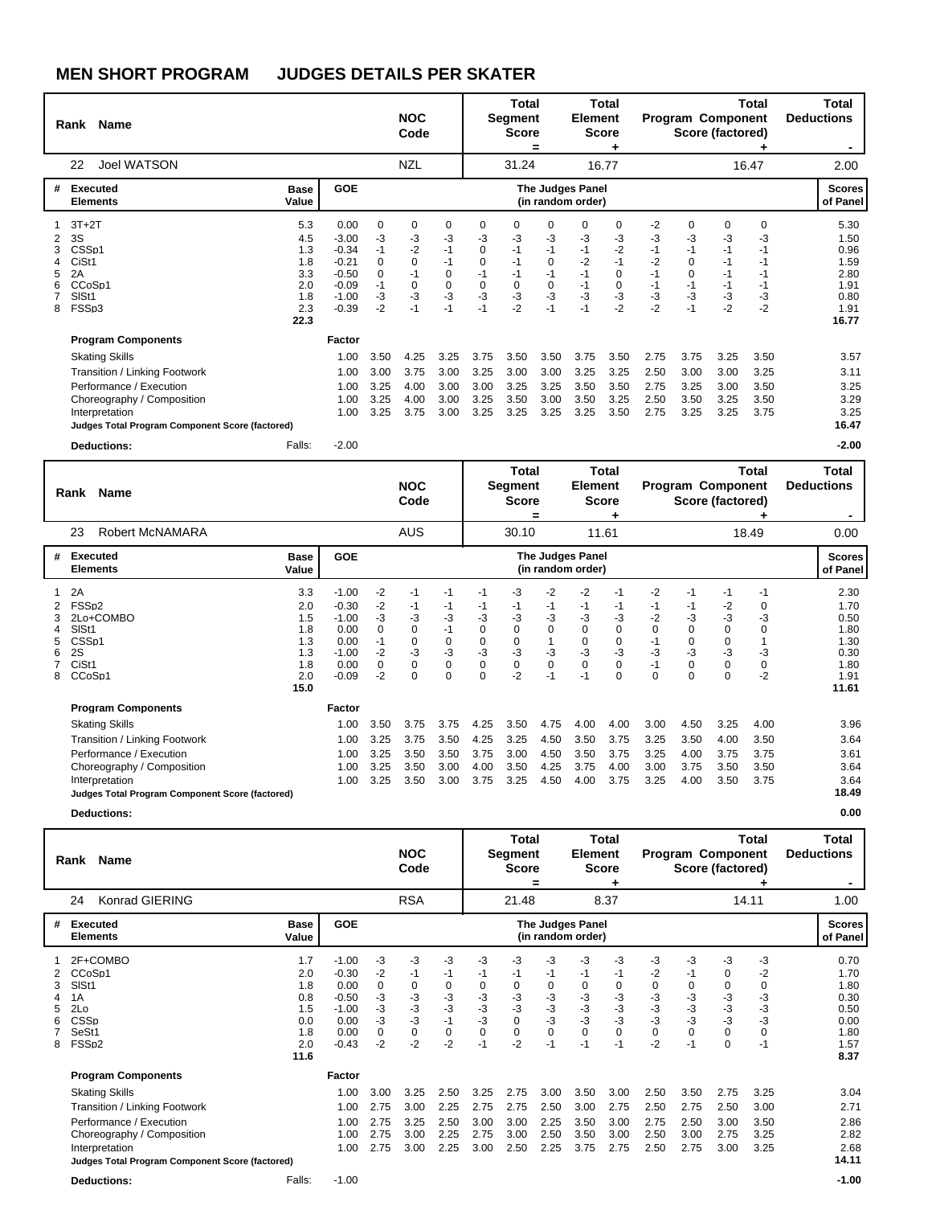# MEN SHORT PROGRAM JUDGES DETAILS PER SKATER

| Rank | Name | NOC Code | Total Segment Score = | Total Element Score + | Total Program Component Score (factored) + | Total Deductions - |
|---|---|---|---|---|---|---|
| 22 | Joel WATSON | NZL | 31.24 | 16.77 | 16.47 | 2.00 |

| # | Executed Elements | Base Value | GOE | J1 | J2 | J3 | J4 | J5 | J6 | J7 | J8 | J9 | J10 | J11 | J12 | Scores of Panel |
|---|---|---|---|---|---|---|---|---|---|---|---|---|---|---|---|---|
| 1 | 3T+2T | 5.3 | 0.00 | 0 | 0 | 0 | 0 | 0 | 0 | 0 | 0 | -2 | 0 | 0 | 0 | 5.30 |
| 2 | 3S | 4.5 | -3.00 | -3 | -3 | -3 | -3 | -3 | -3 | -3 | -3 | -3 | -3 | -3 | -3 | 1.50 |
| 3 | CSSp1 | 1.3 | -0.34 | -1 | -2 | -1 | 0 | -1 | -1 | -1 | -2 | -1 | -1 | -1 | -1 | 0.96 |
| 4 | CiSt1 | 1.8 | -0.21 | 0 | 0 | -1 | 0 | -1 | 0 | -2 | -1 | -2 | 0 | -1 | -1 | 1.59 |
| 5 | 2A | 3.3 | -0.50 | 0 | -1 | 0 | -1 | -1 | -1 | -1 | 0 | -1 | 0 | -1 | -1 | 2.80 |
| 6 | CCoSp1 | 2.0 | -0.09 | -1 | 0 | 0 | 0 | 0 | 0 | -1 | 0 | -1 | -1 | -1 | -1 | 1.91 |
| 7 | SlSt1 | 1.8 | -1.00 | -3 | -3 | -3 | -3 | -3 | -3 | -3 | -3 | -3 | -3 | -3 | -3 | 0.80 |
| 8 | FSSp3 | 2.3 | -0.39 | -2 | -1 | -1 | -1 | -2 | -1 | -1 | -2 | -2 | -1 | -2 | -2 | 1.91 |
| | | 22.3 | | | | | | | | | | | | | | 16.77 |

| Program Components | Factor | J1 | J2 | J3 | J4 | J5 | J6 | J7 | J8 | J9 | J10 | J11 | J12 | |
|---|---|---|---|---|---|---|---|---|---|---|---|---|---|---|
| Skating Skills | 1.00 | 3.50 | 4.25 | 3.25 | 3.75 | 3.50 | 3.50 | 3.75 | 3.50 | 2.75 | 3.75 | 3.25 | 3.50 | 3.57 |
| Transition / Linking Footwork | 1.00 | 3.00 | 3.75 | 3.00 | 3.25 | 3.00 | 3.00 | 3.25 | 3.25 | 2.50 | 3.00 | 3.00 | 3.25 | 3.11 |
| Performance / Execution | 1.00 | 3.25 | 4.00 | 3.00 | 3.00 | 3.25 | 3.25 | 3.50 | 3.50 | 2.75 | 3.25 | 3.00 | 3.50 | 3.25 |
| Choreography / Composition | 1.00 | 3.25 | 4.00 | 3.00 | 3.25 | 3.50 | 3.00 | 3.50 | 3.25 | 2.50 | 3.50 | 3.25 | 3.50 | 3.29 |
| Interpretation | 1.00 | 3.25 | 3.75 | 3.00 | 3.25 | 3.25 | 3.25 | 3.25 | 3.50 | 2.75 | 3.25 | 3.25 | 3.75 | 3.25 |
| **Judges Total Program Component Score (factored)** | | | | | | | | | | | | | | 16.47 |

**Deductions:** Falls: -2.00 **-2.00**

| Rank | Name | NOC Code | Total Segment Score = | Total Element Score + | Total Program Component Score (factored) + | Total Deductions - |
|---|---|---|---|---|---|---|
| 23 | Robert McNAMARA | AUS | 30.10 | 11.61 | 18.49 | 0.00 |

| # | Executed Elements | Base Value | GOE | J1 | J2 | J3 | J4 | J5 | J6 | J7 | J8 | J9 | J10 | J11 | J12 | Scores of Panel |
|---|---|---|---|---|---|---|---|---|---|---|---|---|---|---|---|---|
| 1 | 2A | 3.3 | -1.00 | -2 | -1 | -1 | -1 | -3 | -2 | -2 | -1 | -2 | -1 | -1 | -1 | 2.30 |
| 2 | FSSp2 | 2.0 | -0.30 | -2 | -1 | -1 | -1 | -1 | -1 | -1 | -1 | -1 | -1 | -2 | 0 | 1.70 |
| 3 | 2Lo+COMBO | 1.5 | -1.00 | -3 | -3 | -3 | -3 | -3 | -3 | -3 | -3 | -2 | -3 | -3 | -3 | 0.50 |
| 4 | SlSt1 | 1.8 | 0.00 | 0 | 0 | -1 | 0 | 0 | 0 | 0 | 0 | 0 | 0 | 0 | 0 | 1.80 |
| 5 | CSSp1 | 1.3 | 0.00 | -1 | 0 | 0 | 0 | 0 | 1 | 0 | 0 | -1 | 0 | 0 | 1 | 1.30 |
| 6 | 2S | 1.3 | -1.00 | -2 | -3 | -3 | -3 | -3 | -3 | -3 | -3 | -3 | -3 | -3 | -3 | 0.30 |
| 7 | CiSt1 | 1.8 | 0.00 | 0 | 0 | 0 | 0 | 0 | 0 | 0 | 0 | -1 | 0 | 0 | 0 | 1.80 |
| 8 | CCoSp1 | 2.0 | -0.09 | -2 | 0 | 0 | 0 | -2 | -1 | -1 | 0 | 0 | 0 | 0 | -2 | 1.91 |
| | | 15.0 | | | | | | | | | | | | | | 11.61 |

| Program Components | Factor | J1 | J2 | J3 | J4 | J5 | J6 | J7 | J8 | J9 | J10 | J11 | J12 | |
|---|---|---|---|---|---|---|---|---|---|---|---|---|---|---|
| Skating Skills | 1.00 | 3.50 | 3.75 | 3.75 | 4.25 | 3.50 | 4.75 | 4.00 | 4.00 | 3.00 | 4.50 | 3.25 | 4.00 | 3.96 |
| Transition / Linking Footwork | 1.00 | 3.25 | 3.75 | 3.50 | 4.25 | 3.25 | 4.50 | 3.50 | 3.75 | 3.25 | 3.50 | 4.00 | 3.50 | 3.64 |
| Performance / Execution | 1.00 | 3.25 | 3.50 | 3.50 | 3.75 | 3.00 | 4.50 | 3.50 | 3.75 | 3.25 | 4.00 | 3.75 | 3.75 | 3.61 |
| Choreography / Composition | 1.00 | 3.25 | 3.50 | 3.00 | 4.00 | 3.50 | 4.25 | 3.75 | 4.00 | 3.00 | 3.75 | 3.50 | 3.50 | 3.64 |
| Interpretation | 1.00 | 3.25 | 3.50 | 3.00 | 3.75 | 3.25 | 4.50 | 4.00 | 3.75 | 3.25 | 4.00 | 3.50 | 3.75 | 3.64 |
| **Judges Total Program Component Score (factored)** | | | | | | | | | | | | | | 18.49 |

**Deductions:** **0.00**

| Rank | Name | NOC Code | Total Segment Score = | Total Element Score + | Total Program Component Score (factored) + | Total Deductions - |
|---|---|---|---|---|---|---|
| 24 | Konrad GIERING | RSA | 21.48 | 8.37 | 14.11 | 1.00 |

| # | Executed Elements | Base Value | GOE | J1 | J2 | J3 | J4 | J5 | J6 | J7 | J8 | J9 | J10 | J11 | J12 | Scores of Panel |
|---|---|---|---|---|---|---|---|---|---|---|---|---|---|---|---|---|
| 1 | 2F+COMBO | 1.7 | -1.00 | -3 | -3 | -3 | -3 | -3 | -3 | -3 | -3 | -3 | -3 | -3 | -3 | 0.70 |
| 2 | CCoSp1 | 2.0 | -0.30 | -2 | -1 | -1 | -1 | -1 | -1 | -1 | -1 | -2 | -1 | 0 | -2 | 1.70 |
| 3 | SlSt1 | 1.8 | 0.00 | 0 | 0 | 0 | 0 | 0 | 0 | 0 | 0 | 0 | 0 | 0 | 0 | 1.80 |
| 4 | 1A | 0.8 | -0.50 | -3 | -3 | -3 | -3 | -3 | -3 | -3 | -3 | -3 | -3 | -3 | -3 | 0.30 |
| 5 | 2Lo | 1.5 | -1.00 | -3 | -3 | -3 | -3 | -3 | -3 | -3 | -3 | -3 | -3 | -3 | -3 | 0.50 |
| 6 | CSSp | 0.0 | 0.00 | -3 | -3 | -1 | -3 | 0 | -3 | -3 | -3 | -3 | -3 | -3 | -3 | 0.00 |
| 7 | SeSt1 | 1.8 | 0.00 | 0 | 0 | 0 | 0 | 0 | 0 | 0 | 0 | 0 | 0 | 0 | 0 | 1.80 |
| 8 | FSSp2 | 2.0 | -0.43 | -2 | -2 | -2 | -1 | -2 | -1 | -1 | -1 | -2 | -1 | 0 | -1 | 1.57 |
| | | 11.6 | | | | | | | | | | | | | | 8.37 |

| Program Components | Factor | J1 | J2 | J3 | J4 | J5 | J6 | J7 | J8 | J9 | J10 | J11 | J12 | |
|---|---|---|---|---|---|---|---|---|---|---|---|---|---|---|
| Skating Skills | 1.00 | 3.00 | 3.25 | 2.50 | 3.25 | 2.75 | 3.00 | 3.50 | 3.00 | 2.50 | 3.50 | 2.75 | 3.25 | 3.04 |
| Transition / Linking Footwork | 1.00 | 2.75 | 3.00 | 2.25 | 2.75 | 2.75 | 2.50 | 3.00 | 2.75 | 2.50 | 2.75 | 2.50 | 3.00 | 2.71 |
| Performance / Execution | 1.00 | 2.75 | 3.25 | 2.50 | 3.00 | 3.00 | 2.25 | 3.50 | 3.00 | 2.75 | 2.50 | 3.00 | 3.50 | 2.86 |
| Choreography / Composition | 1.00 | 2.75 | 3.00 | 2.25 | 2.75 | 3.00 | 2.50 | 3.50 | 3.00 | 2.50 | 3.00 | 2.75 | 3.25 | 2.82 |
| Interpretation | 1.00 | 2.75 | 3.00 | 2.25 | 3.00 | 2.50 | 2.25 | 3.75 | 2.75 | 2.50 | 2.75 | 3.00 | 3.25 | 2.68 |
| **Judges Total Program Component Score (factored)** | | | | | | | | | | | | | | 14.11 |

**Deductions:** Falls: -1.00 **-1.00**